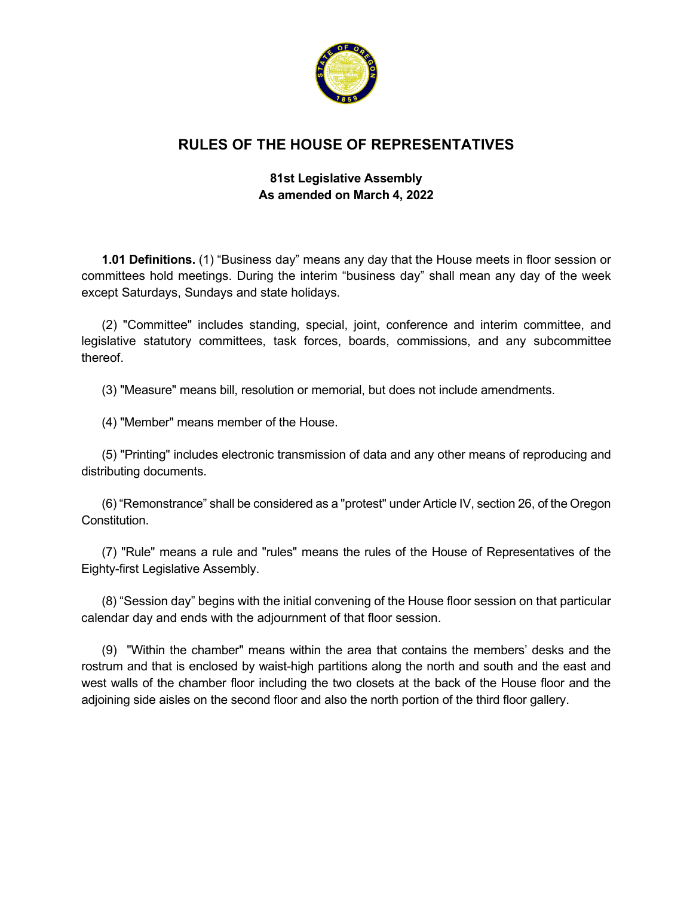# RULES OF THE HOUSE OF REPRESENTATIVES

**81st Legislative Assembly**
**As amended on March 4, 2022**

**1.01 Definitions.** (1) “Business day” means any day that the House meets in floor session or committees hold meetings. During the interim “business day” shall mean any day of the week except Saturdays, Sundays and state holidays.

(2) "Committee" includes standing, special, joint, conference and interim committee, and legislative statutory committees, task forces, boards, commissions, and any subcommittee thereof.

(3) "Measure" means bill, resolution or memorial, but does not include amendments.

(4) "Member" means member of the House.

(5) "Printing" includes electronic transmission of data and any other means of reproducing and distributing documents.

(6) “Remonstrance” shall be considered as a "protest" under Article IV, section 26, of the Oregon Constitution.

(7) "Rule" means a rule and "rules" means the rules of the House of Representatives of the Eighty-first Legislative Assembly.

(8) “Session day” begins with the initial convening of the House floor session on that particular calendar day and ends with the adjournment of that floor session.

(9) "Within the chamber" means within the area that contains the members’ desks and the rostrum and that is enclosed by waist-high partitions along the north and south and the east and west walls of the chamber floor including the two closets at the back of the House floor and the adjoining side aisles on the second floor and also the north portion of the third floor gallery.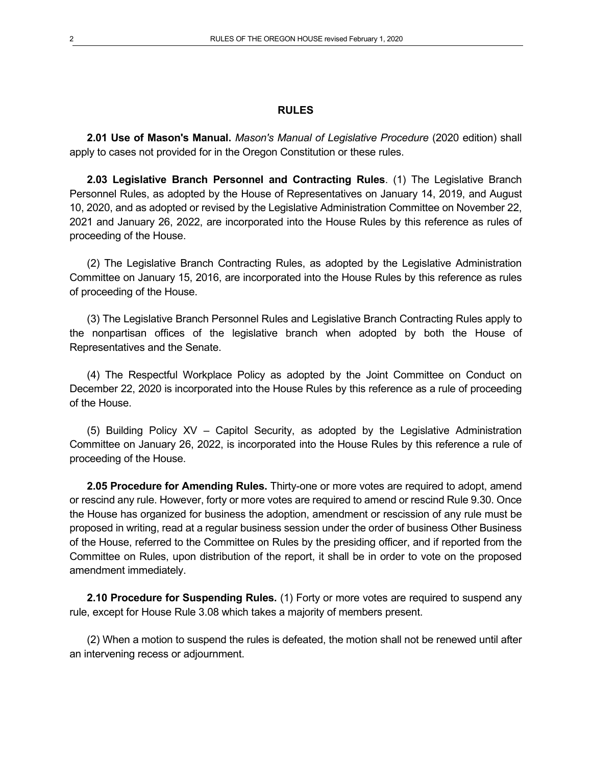## RULES

**2.01 Use of Mason's Manual.** *Mason's Manual of Legislative Procedure* (2020 edition) shall apply to cases not provided for in the Oregon Constitution or these rules.

**2.03 Legislative Branch Personnel and Contracting Rules**. (1) The Legislative Branch Personnel Rules, as adopted by the House of Representatives on January 14, 2019, and August 10, 2020, and as adopted or revised by the Legislative Administration Committee on November 22, 2021 and January 26, 2022, are incorporated into the House Rules by this reference as rules of proceeding of the House.

(2) The Legislative Branch Contracting Rules, as adopted by the Legislative Administration Committee on January 15, 2016, are incorporated into the House Rules by this reference as rules of proceeding of the House.

(3) The Legislative Branch Personnel Rules and Legislative Branch Contracting Rules apply to the nonpartisan offices of the legislative branch when adopted by both the House of Representatives and the Senate.

(4) The Respectful Workplace Policy as adopted by the Joint Committee on Conduct on December 22, 2020 is incorporated into the House Rules by this reference as a rule of proceeding of the House.

(5) Building Policy XV – Capitol Security, as adopted by the Legislative Administration Committee on January 26, 2022, is incorporated into the House Rules by this reference a rule of proceeding of the House.

**2.05 Procedure for Amending Rules.** Thirty-one or more votes are required to adopt, amend or rescind any rule. However, forty or more votes are required to amend or rescind Rule 9.30. Once the House has organized for business the adoption, amendment or rescission of any rule must be proposed in writing, read at a regular business session under the order of business Other Business of the House, referred to the Committee on Rules by the presiding officer, and if reported from the Committee on Rules, upon distribution of the report, it shall be in order to vote on the proposed amendment immediately.

**2.10 Procedure for Suspending Rules.** (1) Forty or more votes are required to suspend any rule, except for House Rule 3.08 which takes a majority of members present.

(2) When a motion to suspend the rules is defeated, the motion shall not be renewed until after an intervening recess or adjournment.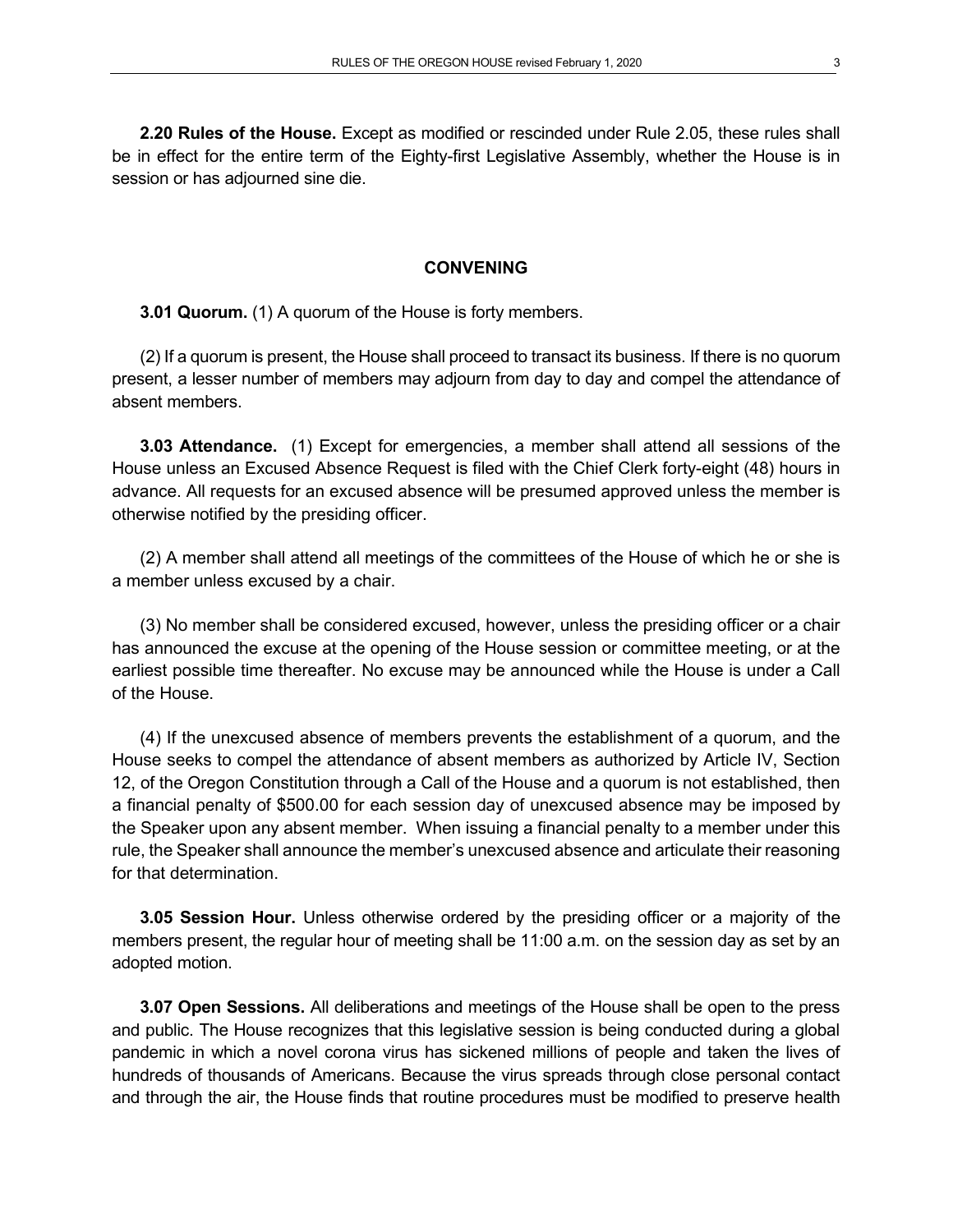**2.20 Rules of the House.** Except as modified or rescinded under Rule 2.05, these rules shall be in effect for the entire term of the Eighty-first Legislative Assembly, whether the House is in session or has adjourned sine die.

## CONVENING

**3.01 Quorum.** (1) A quorum of the House is forty members.

(2) If a quorum is present, the House shall proceed to transact its business. If there is no quorum present, a lesser number of members may adjourn from day to day and compel the attendance of absent members.

**3.03 Attendance.** (1) Except for emergencies, a member shall attend all sessions of the House unless an Excused Absence Request is filed with the Chief Clerk forty-eight (48) hours in advance. All requests for an excused absence will be presumed approved unless the member is otherwise notified by the presiding officer.

(2) A member shall attend all meetings of the committees of the House of which he or she is a member unless excused by a chair.

(3) No member shall be considered excused, however, unless the presiding officer or a chair has announced the excuse at the opening of the House session or committee meeting, or at the earliest possible time thereafter. No excuse may be announced while the House is under a Call of the House.

(4) If the unexcused absence of members prevents the establishment of a quorum, and the House seeks to compel the attendance of absent members as authorized by Article IV, Section 12, of the Oregon Constitution through a Call of the House and a quorum is not established, then a financial penalty of $500.00 for each session day of unexcused absence may be imposed by the Speaker upon any absent member. When issuing a financial penalty to a member under this rule, the Speaker shall announce the member's unexcused absence and articulate their reasoning for that determination.

**3.05 Session Hour.** Unless otherwise ordered by the presiding officer or a majority of the members present, the regular hour of meeting shall be 11:00 a.m. on the session day as set by an adopted motion.

**3.07 Open Sessions.** All deliberations and meetings of the House shall be open to the press and public. The House recognizes that this legislative session is being conducted during a global pandemic in which a novel corona virus has sickened millions of people and taken the lives of hundreds of thousands of Americans. Because the virus spreads through close personal contact and through the air, the House finds that routine procedures must be modified to preserve health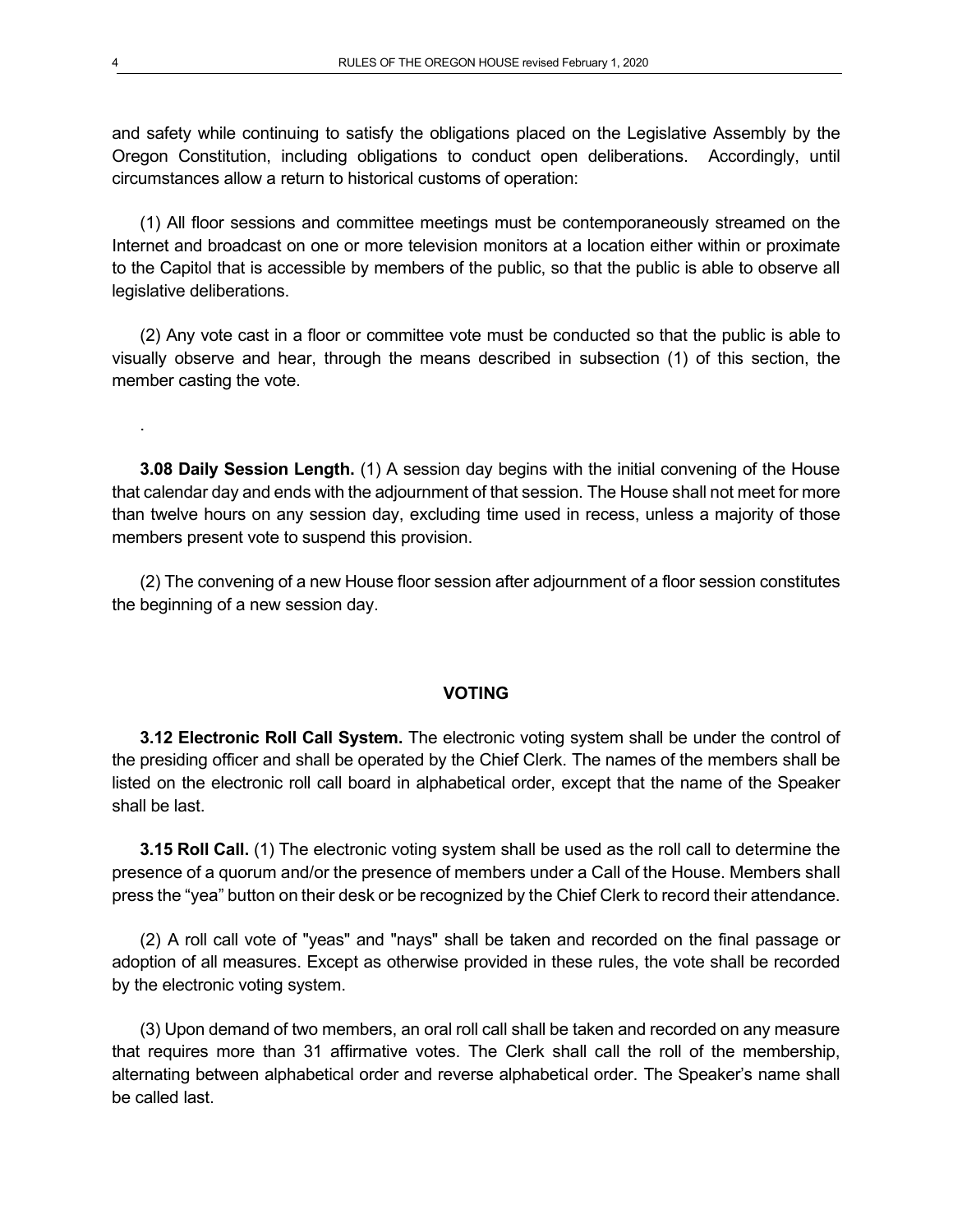and safety while continuing to satisfy the obligations placed on the Legislative Assembly by the Oregon Constitution, including obligations to conduct open deliberations. Accordingly, until circumstances allow a return to historical customs of operation:

(1) All floor sessions and committee meetings must be contemporaneously streamed on the Internet and broadcast on one or more television monitors at a location either within or proximate to the Capitol that is accessible by members of the public, so that the public is able to observe all legislative deliberations.

(2) Any vote cast in a floor or committee vote must be conducted so that the public is able to visually observe and hear, through the means described in subsection (1) of this section, the member casting the vote.

.

**3.08 Daily Session Length.** (1) A session day begins with the initial convening of the House that calendar day and ends with the adjournment of that session. The House shall not meet for more than twelve hours on any session day, excluding time used in recess, unless a majority of those members present vote to suspend this provision.

(2) The convening of a new House floor session after adjournment of a floor session constitutes the beginning of a new session day.

## VOTING

**3.12 Electronic Roll Call System.** The electronic voting system shall be under the control of the presiding officer and shall be operated by the Chief Clerk. The names of the members shall be listed on the electronic roll call board in alphabetical order, except that the name of the Speaker shall be last.

**3.15 Roll Call.** (1) The electronic voting system shall be used as the roll call to determine the presence of a quorum and/or the presence of members under a Call of the House. Members shall press the "yea" button on their desk or be recognized by the Chief Clerk to record their attendance.

(2) A roll call vote of "yeas" and "nays" shall be taken and recorded on the final passage or adoption of all measures. Except as otherwise provided in these rules, the vote shall be recorded by the electronic voting system.

(3) Upon demand of two members, an oral roll call shall be taken and recorded on any measure that requires more than 31 affirmative votes. The Clerk shall call the roll of the membership, alternating between alphabetical order and reverse alphabetical order. The Speaker's name shall be called last.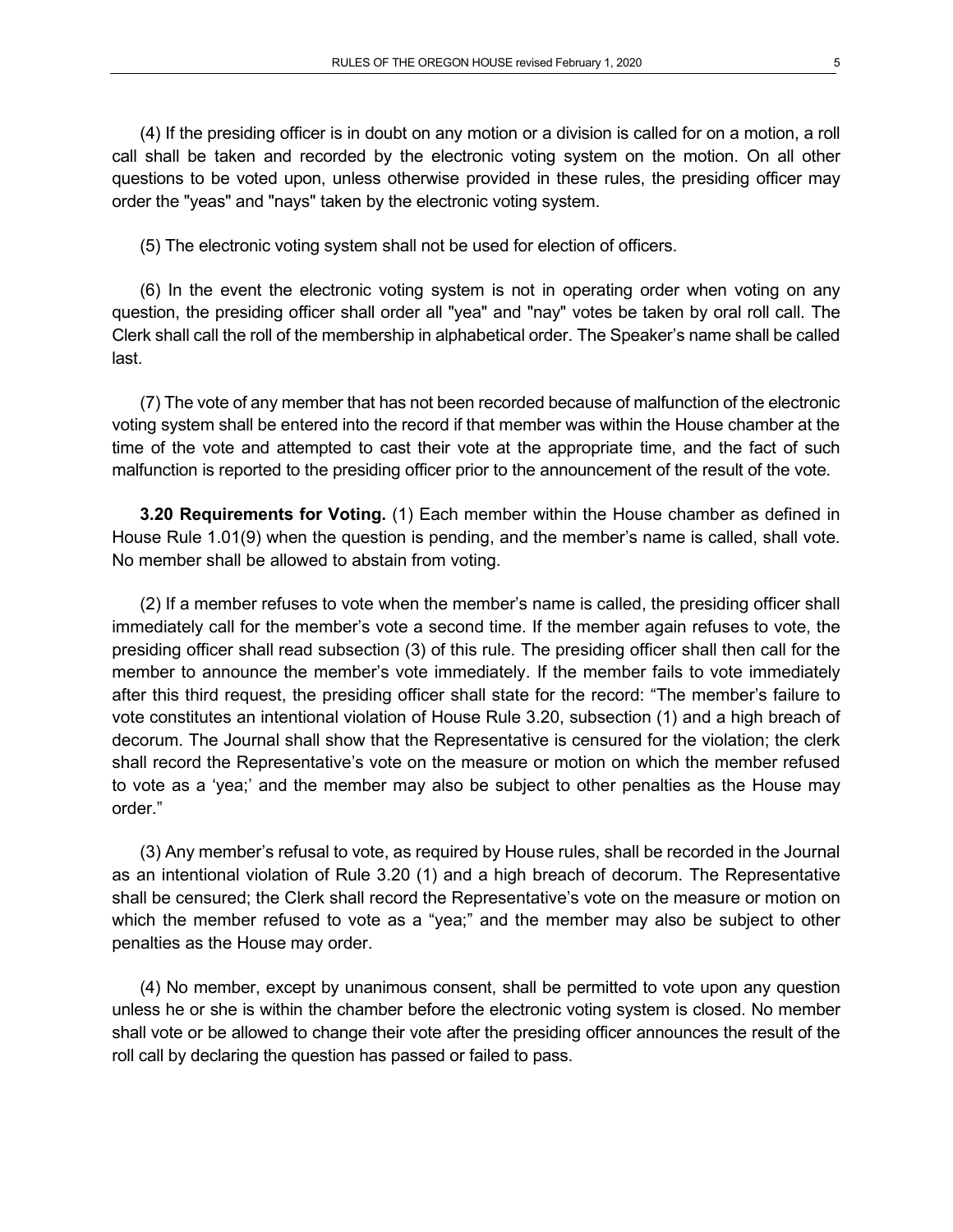(4) If the presiding officer is in doubt on any motion or a division is called for on a motion, a roll call shall be taken and recorded by the electronic voting system on the motion. On all other questions to be voted upon, unless otherwise provided in these rules, the presiding officer may order the "yeas" and "nays" taken by the electronic voting system.

(5) The electronic voting system shall not be used for election of officers.

(6) In the event the electronic voting system is not in operating order when voting on any question, the presiding officer shall order all "yea" and "nay" votes be taken by oral roll call. The Clerk shall call the roll of the membership in alphabetical order. The Speaker's name shall be called last.

(7) The vote of any member that has not been recorded because of malfunction of the electronic voting system shall be entered into the record if that member was within the House chamber at the time of the vote and attempted to cast their vote at the appropriate time, and the fact of such malfunction is reported to the presiding officer prior to the announcement of the result of the vote.

**3.20 Requirements for Voting.** (1) Each member within the House chamber as defined in House Rule 1.01(9) when the question is pending, and the member's name is called, shall vote. No member shall be allowed to abstain from voting.

(2) If a member refuses to vote when the member's name is called, the presiding officer shall immediately call for the member's vote a second time. If the member again refuses to vote, the presiding officer shall read subsection (3) of this rule. The presiding officer shall then call for the member to announce the member's vote immediately. If the member fails to vote immediately after this third request, the presiding officer shall state for the record: "The member's failure to vote constitutes an intentional violation of House Rule 3.20, subsection (1) and a high breach of decorum. The Journal shall show that the Representative is censured for the violation; the clerk shall record the Representative's vote on the measure or motion on which the member refused to vote as a 'yea;' and the member may also be subject to other penalties as the House may order."

(3) Any member's refusal to vote, as required by House rules, shall be recorded in the Journal as an intentional violation of Rule 3.20 (1) and a high breach of decorum. The Representative shall be censured; the Clerk shall record the Representative's vote on the measure or motion on which the member refused to vote as a "yea;" and the member may also be subject to other penalties as the House may order.

(4) No member, except by unanimous consent, shall be permitted to vote upon any question unless he or she is within the chamber before the electronic voting system is closed. No member shall vote or be allowed to change their vote after the presiding officer announces the result of the roll call by declaring the question has passed or failed to pass.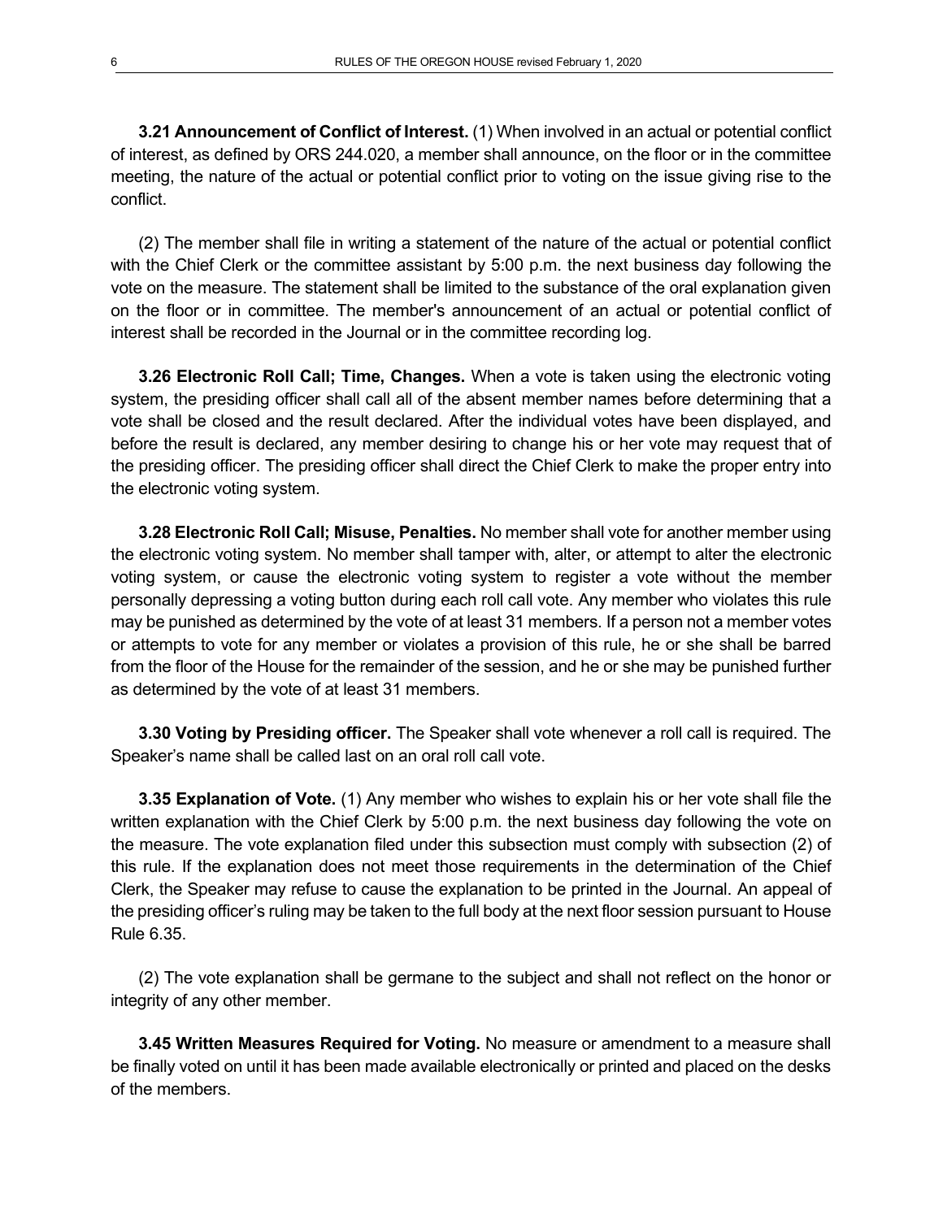**3.21 Announcement of Conflict of Interest.** (1) When involved in an actual or potential conflict of interest, as defined by ORS 244.020, a member shall announce, on the floor or in the committee meeting, the nature of the actual or potential conflict prior to voting on the issue giving rise to the conflict.

(2) The member shall file in writing a statement of the nature of the actual or potential conflict with the Chief Clerk or the committee assistant by 5:00 p.m. the next business day following the vote on the measure. The statement shall be limited to the substance of the oral explanation given on the floor or in committee. The member's announcement of an actual or potential conflict of interest shall be recorded in the Journal or in the committee recording log.

**3.26 Electronic Roll Call; Time, Changes.** When a vote is taken using the electronic voting system, the presiding officer shall call all of the absent member names before determining that a vote shall be closed and the result declared. After the individual votes have been displayed, and before the result is declared, any member desiring to change his or her vote may request that of the presiding officer. The presiding officer shall direct the Chief Clerk to make the proper entry into the electronic voting system.

**3.28 Electronic Roll Call; Misuse, Penalties.** No member shall vote for another member using the electronic voting system. No member shall tamper with, alter, or attempt to alter the electronic voting system, or cause the electronic voting system to register a vote without the member personally depressing a voting button during each roll call vote. Any member who violates this rule may be punished as determined by the vote of at least 31 members. If a person not a member votes or attempts to vote for any member or violates a provision of this rule, he or she shall be barred from the floor of the House for the remainder of the session, and he or she may be punished further as determined by the vote of at least 31 members.

**3.30 Voting by Presiding officer.** The Speaker shall vote whenever a roll call is required. The Speaker's name shall be called last on an oral roll call vote.

**3.35 Explanation of Vote.** (1) Any member who wishes to explain his or her vote shall file the written explanation with the Chief Clerk by 5:00 p.m. the next business day following the vote on the measure. The vote explanation filed under this subsection must comply with subsection (2) of this rule. If the explanation does not meet those requirements in the determination of the Chief Clerk, the Speaker may refuse to cause the explanation to be printed in the Journal. An appeal of the presiding officer's ruling may be taken to the full body at the next floor session pursuant to House Rule 6.35.

(2) The vote explanation shall be germane to the subject and shall not reflect on the honor or integrity of any other member.

**3.45 Written Measures Required for Voting.** No measure or amendment to a measure shall be finally voted on until it has been made available electronically or printed and placed on the desks of the members.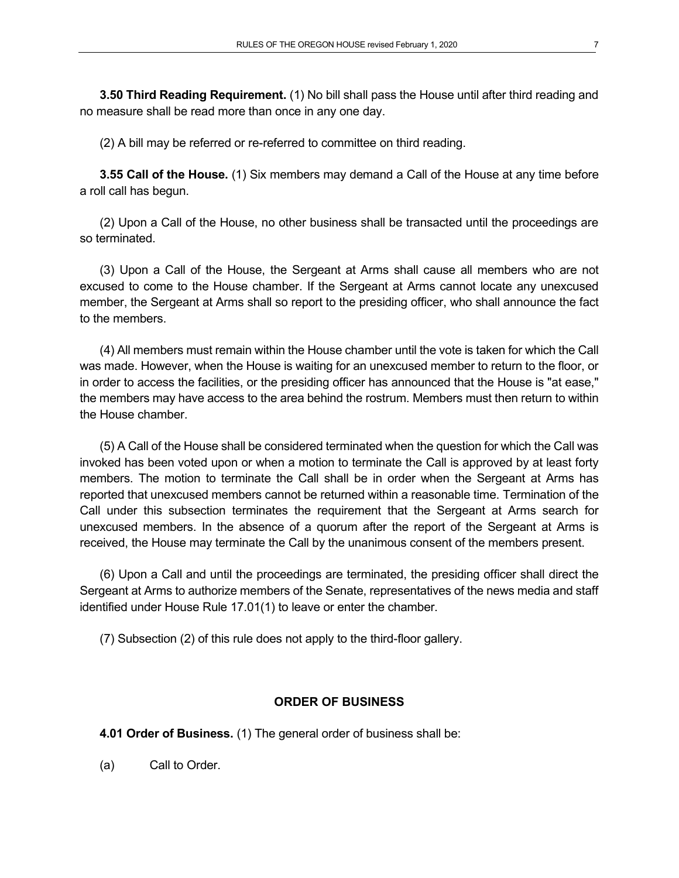**3.50 Third Reading Requirement.** (1) No bill shall pass the House until after third reading and no measure shall be read more than once in any one day.

(2) A bill may be referred or re-referred to committee on third reading.

**3.55 Call of the House.** (1) Six members may demand a Call of the House at any time before a roll call has begun.

(2) Upon a Call of the House, no other business shall be transacted until the proceedings are so terminated.

(3) Upon a Call of the House, the Sergeant at Arms shall cause all members who are not excused to come to the House chamber. If the Sergeant at Arms cannot locate any unexcused member, the Sergeant at Arms shall so report to the presiding officer, who shall announce the fact to the members.

(4) All members must remain within the House chamber until the vote is taken for which the Call was made. However, when the House is waiting for an unexcused member to return to the floor, or in order to access the facilities, or the presiding officer has announced that the House is "at ease," the members may have access to the area behind the rostrum. Members must then return to within the House chamber.

(5) A Call of the House shall be considered terminated when the question for which the Call was invoked has been voted upon or when a motion to terminate the Call is approved by at least forty members. The motion to terminate the Call shall be in order when the Sergeant at Arms has reported that unexcused members cannot be returned within a reasonable time. Termination of the Call under this subsection terminates the requirement that the Sergeant at Arms search for unexcused members. In the absence of a quorum after the report of the Sergeant at Arms is received, the House may terminate the Call by the unanimous consent of the members present.

(6) Upon a Call and until the proceedings are terminated, the presiding officer shall direct the Sergeant at Arms to authorize members of the Senate, representatives of the news media and staff identified under House Rule 17.01(1) to leave or enter the chamber.

(7) Subsection (2) of this rule does not apply to the third-floor gallery.

## ORDER OF BUSINESS

**4.01 Order of Business.** (1) The general order of business shall be:

(a) Call to Order.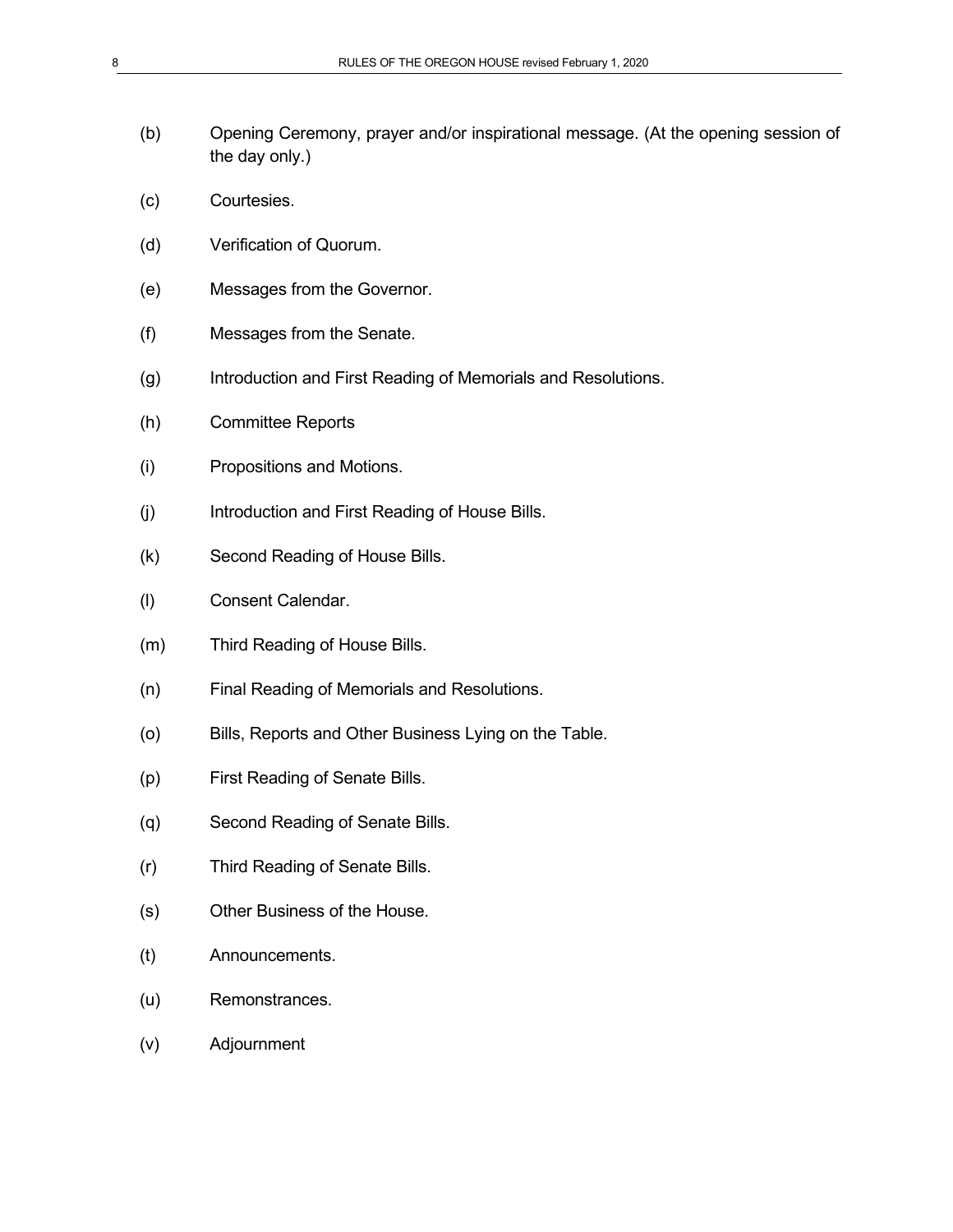(b) Opening Ceremony, prayer and/or inspirational message. (At the opening session of the day only.)

(c) Courtesies.

(d) Verification of Quorum.

(e) Messages from the Governor.

(f) Messages from the Senate.

(g) Introduction and First Reading of Memorials and Resolutions.

(h) Committee Reports

(i) Propositions and Motions.

(j) Introduction and First Reading of House Bills.

(k) Second Reading of House Bills.

(l) Consent Calendar.

(m) Third Reading of House Bills.

(n) Final Reading of Memorials and Resolutions.

(o) Bills, Reports and Other Business Lying on the Table.

(p) First Reading of Senate Bills.

(q) Second Reading of Senate Bills.

(r) Third Reading of Senate Bills.

(s) Other Business of the House.

(t) Announcements.

(u) Remonstrances.

(v) Adjournment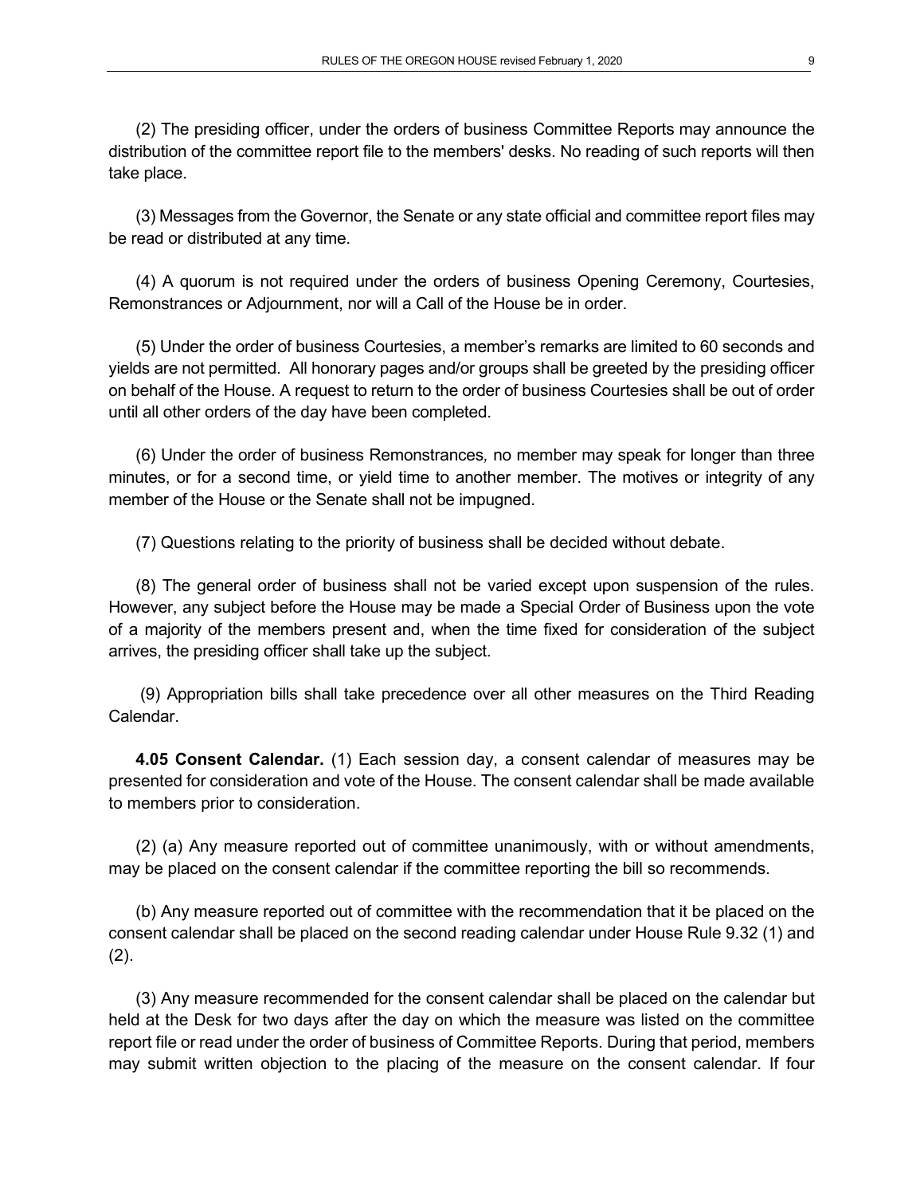(2) The presiding officer, under the orders of business Committee Reports may announce the distribution of the committee report file to the members' desks. No reading of such reports will then take place.

(3) Messages from the Governor, the Senate or any state official and committee report files may be read or distributed at any time.

(4) A quorum is not required under the orders of business Opening Ceremony, Courtesies, Remonstrances or Adjournment, nor will a Call of the House be in order.

(5) Under the order of business Courtesies, a member's remarks are limited to 60 seconds and yields are not permitted. All honorary pages and/or groups shall be greeted by the presiding officer on behalf of the House. A request to return to the order of business Courtesies shall be out of order until all other orders of the day have been completed.

(6) Under the order of business Remonstrances*,* no member may speak for longer than three minutes, or for a second time, or yield time to another member. The motives or integrity of any member of the House or the Senate shall not be impugned.

(7) Questions relating to the priority of business shall be decided without debate.

(8) The general order of business shall not be varied except upon suspension of the rules. However, any subject before the House may be made a Special Order of Business upon the vote of a majority of the members present and, when the time fixed for consideration of the subject arrives, the presiding officer shall take up the subject.

(9) Appropriation bills shall take precedence over all other measures on the Third Reading Calendar.

**4.05 Consent Calendar.** (1) Each session day, a consent calendar of measures may be presented for consideration and vote of the House. The consent calendar shall be made available to members prior to consideration.

(2) (a) Any measure reported out of committee unanimously, with or without amendments, may be placed on the consent calendar if the committee reporting the bill so recommends.

(b) Any measure reported out of committee with the recommendation that it be placed on the consent calendar shall be placed on the second reading calendar under House Rule 9.32 (1) and (2).

(3) Any measure recommended for the consent calendar shall be placed on the calendar but held at the Desk for two days after the day on which the measure was listed on the committee report file or read under the order of business of Committee Reports. During that period, members may submit written objection to the placing of the measure on the consent calendar. If four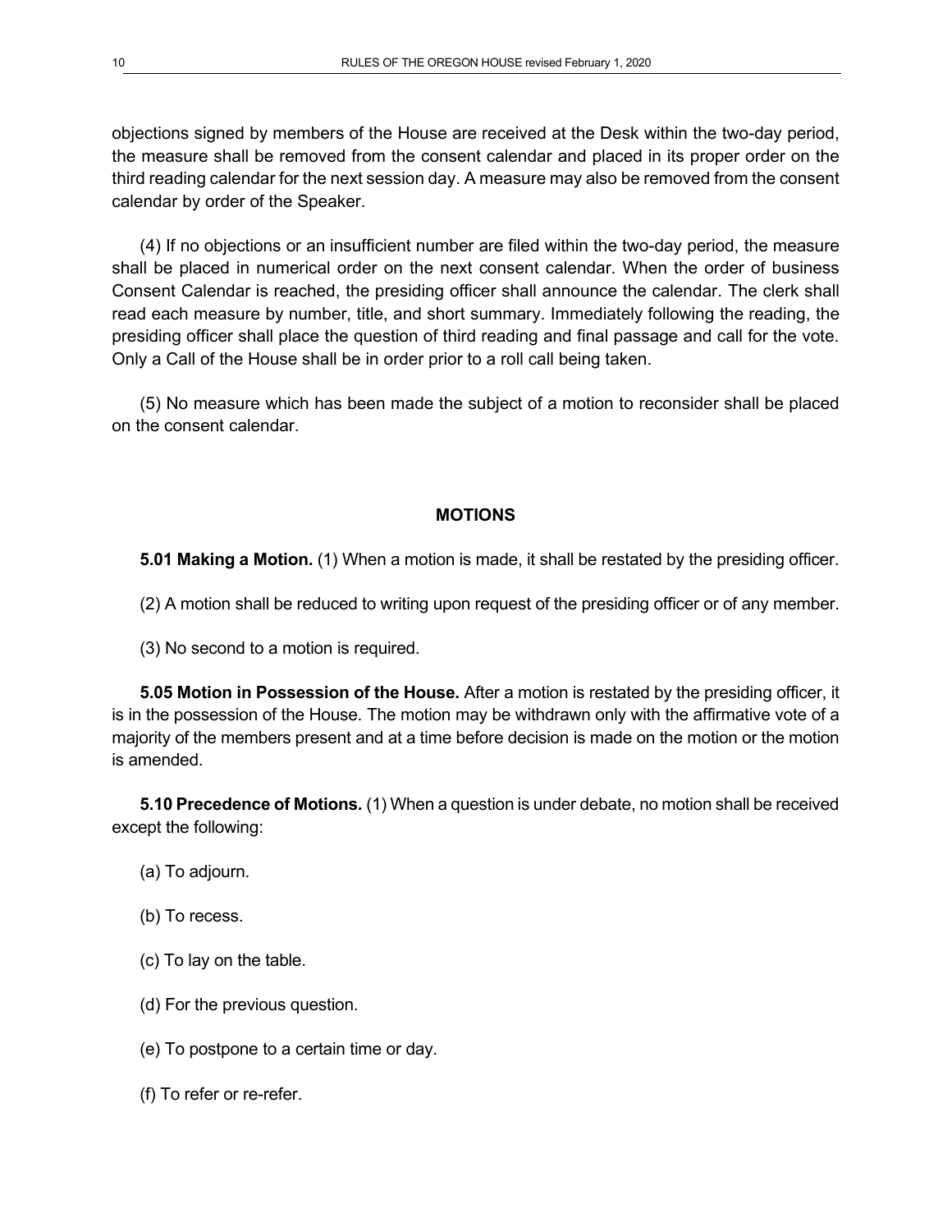objections signed by members of the House are received at the Desk within the two-day period, the measure shall be removed from the consent calendar and placed in its proper order on the third reading calendar for the next session day. A measure may also be removed from the consent calendar by order of the Speaker.

(4) If no objections or an insufficient number are filed within the two-day period, the measure shall be placed in numerical order on the next consent calendar. When the order of business Consent Calendar is reached, the presiding officer shall announce the calendar. The clerk shall read each measure by number, title, and short summary. Immediately following the reading, the presiding officer shall place the question of third reading and final passage and call for the vote. Only a Call of the House shall be in order prior to a roll call being taken.

(5) No measure which has been made the subject of a motion to reconsider shall be placed on the consent calendar.

## MOTIONS

**5.01 Making a Motion.** (1) When a motion is made, it shall be restated by the presiding officer.

(2) A motion shall be reduced to writing upon request of the presiding officer or of any member.

(3) No second to a motion is required.

**5.05 Motion in Possession of the House.** After a motion is restated by the presiding officer, it is in the possession of the House. The motion may be withdrawn only with the affirmative vote of a majority of the members present and at a time before decision is made on the motion or the motion is amended.

**5.10 Precedence of Motions.** (1) When a question is under debate, no motion shall be received except the following:

(a) To adjourn.

(b) To recess.

(c) To lay on the table.

(d) For the previous question.

(e) To postpone to a certain time or day.

(f) To refer or re-refer.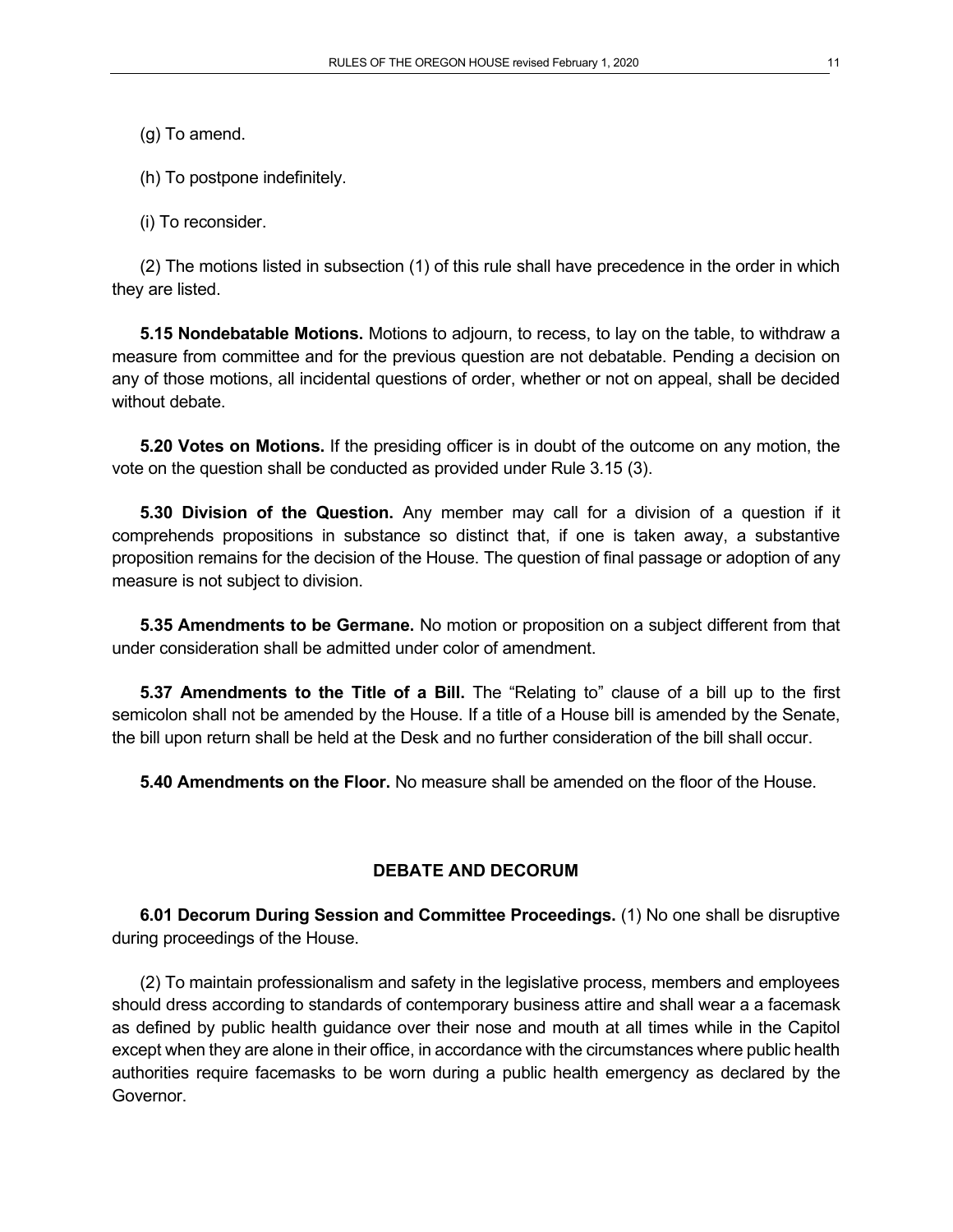(g) To amend.

(h) To postpone indefinitely.

(i) To reconsider.

(2) The motions listed in subsection (1) of this rule shall have precedence in the order in which they are listed.

**5.15 Nondebatable Motions.** Motions to adjourn, to recess, to lay on the table, to withdraw a measure from committee and for the previous question are not debatable. Pending a decision on any of those motions, all incidental questions of order, whether or not on appeal, shall be decided without debate.

**5.20 Votes on Motions.** If the presiding officer is in doubt of the outcome on any motion, the vote on the question shall be conducted as provided under Rule 3.15 (3).

**5.30 Division of the Question.** Any member may call for a division of a question if it comprehends propositions in substance so distinct that, if one is taken away, a substantive proposition remains for the decision of the House. The question of final passage or adoption of any measure is not subject to division.

**5.35 Amendments to be Germane.** No motion or proposition on a subject different from that under consideration shall be admitted under color of amendment.

**5.37 Amendments to the Title of a Bill.** The "Relating to" clause of a bill up to the first semicolon shall not be amended by the House. If a title of a House bill is amended by the Senate, the bill upon return shall be held at the Desk and no further consideration of the bill shall occur.

**5.40 Amendments on the Floor.** No measure shall be amended on the floor of the House.

## DEBATE AND DECORUM

**6.01 Decorum During Session and Committee Proceedings.** (1) No one shall be disruptive during proceedings of the House.

(2) To maintain professionalism and safety in the legislative process, members and employees should dress according to standards of contemporary business attire and shall wear a a facemask as defined by public health guidance over their nose and mouth at all times while in the Capitol except when they are alone in their office, in accordance with the circumstances where public health authorities require facemasks to be worn during a public health emergency as declared by the Governor.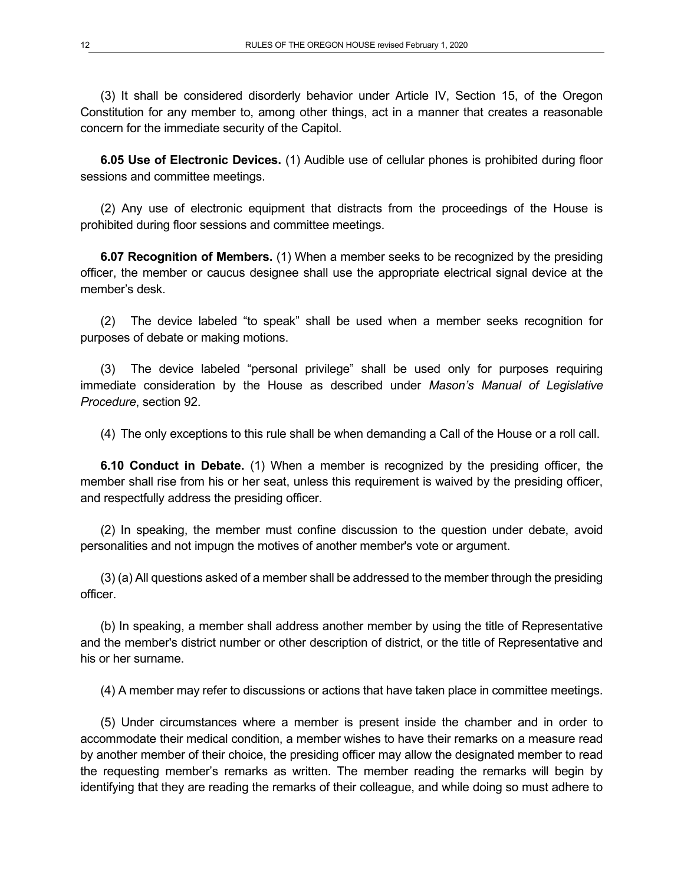(3) It shall be considered disorderly behavior under Article IV, Section 15, of the Oregon Constitution for any member to, among other things, act in a manner that creates a reasonable concern for the immediate security of the Capitol.

**6.05 Use of Electronic Devices.** (1) Audible use of cellular phones is prohibited during floor sessions and committee meetings.

(2) Any use of electronic equipment that distracts from the proceedings of the House is prohibited during floor sessions and committee meetings.

**6.07 Recognition of Members.** (1) When a member seeks to be recognized by the presiding officer, the member or caucus designee shall use the appropriate electrical signal device at the member's desk.

(2) The device labeled "to speak" shall be used when a member seeks recognition for purposes of debate or making motions.

(3) The device labeled "personal privilege" shall be used only for purposes requiring immediate consideration by the House as described under *Mason's Manual of Legislative Procedure*, section 92.

(4) The only exceptions to this rule shall be when demanding a Call of the House or a roll call.

**6.10 Conduct in Debate.** (1) When a member is recognized by the presiding officer, the member shall rise from his or her seat, unless this requirement is waived by the presiding officer, and respectfully address the presiding officer.

(2) In speaking, the member must confine discussion to the question under debate, avoid personalities and not impugn the motives of another member's vote or argument.

(3) (a) All questions asked of a member shall be addressed to the member through the presiding officer.

(b) In speaking, a member shall address another member by using the title of Representative and the member's district number or other description of district, or the title of Representative and his or her surname.

(4) A member may refer to discussions or actions that have taken place in committee meetings.

(5) Under circumstances where a member is present inside the chamber and in order to accommodate their medical condition, a member wishes to have their remarks on a measure read by another member of their choice, the presiding officer may allow the designated member to read the requesting member's remarks as written. The member reading the remarks will begin by identifying that they are reading the remarks of their colleague, and while doing so must adhere to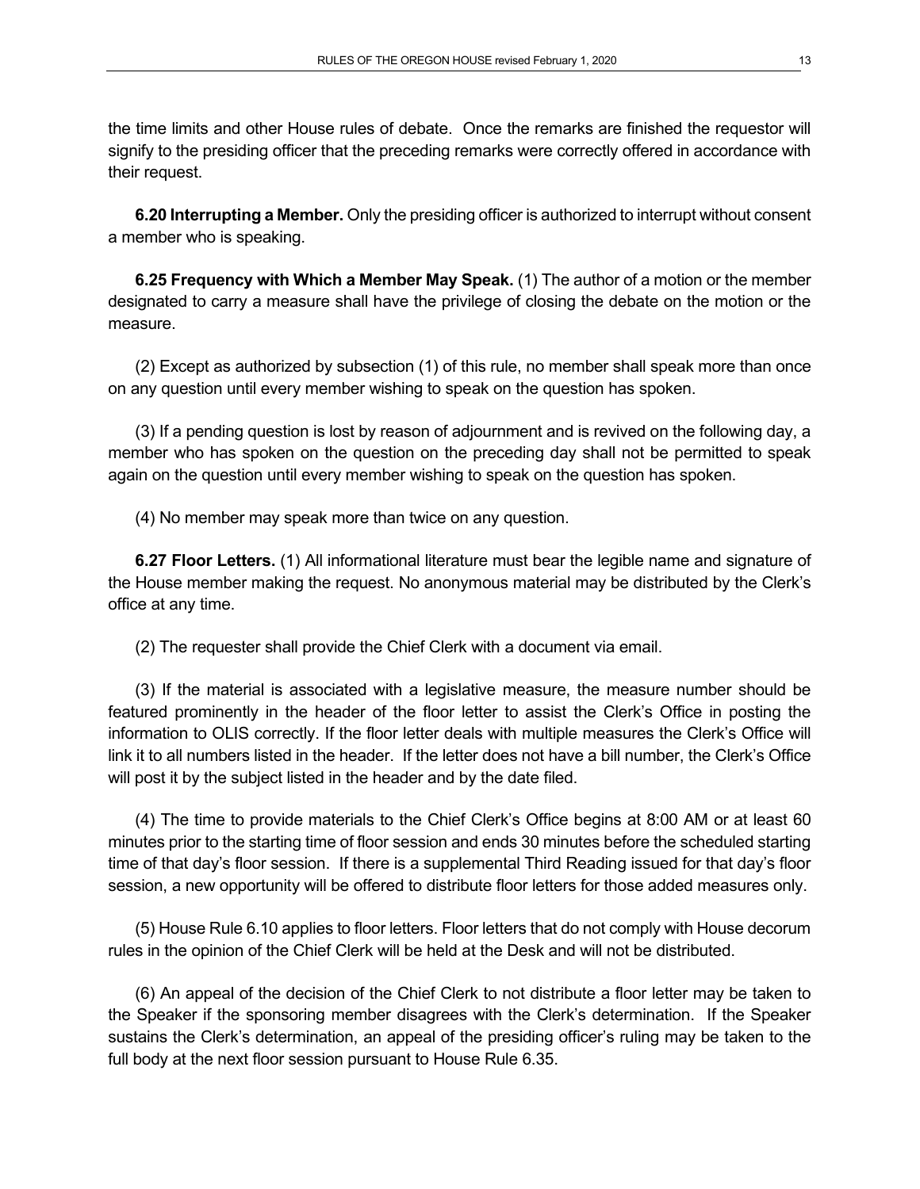the time limits and other House rules of debate. Once the remarks are finished the requestor will signify to the presiding officer that the preceding remarks were correctly offered in accordance with their request.

**6.20 Interrupting a Member.** Only the presiding officer is authorized to interrupt without consent a member who is speaking.

**6.25 Frequency with Which a Member May Speak.** (1) The author of a motion or the member designated to carry a measure shall have the privilege of closing the debate on the motion or the measure.

(2) Except as authorized by subsection (1) of this rule, no member shall speak more than once on any question until every member wishing to speak on the question has spoken.

(3) If a pending question is lost by reason of adjournment and is revived on the following day, a member who has spoken on the question on the preceding day shall not be permitted to speak again on the question until every member wishing to speak on the question has spoken.

(4) No member may speak more than twice on any question.

**6.27 Floor Letters.** (1) All informational literature must bear the legible name and signature of the House member making the request. No anonymous material may be distributed by the Clerk's office at any time.

(2) The requester shall provide the Chief Clerk with a document via email.

(3) If the material is associated with a legislative measure, the measure number should be featured prominently in the header of the floor letter to assist the Clerk's Office in posting the information to OLIS correctly. If the floor letter deals with multiple measures the Clerk's Office will link it to all numbers listed in the header. If the letter does not have a bill number, the Clerk's Office will post it by the subject listed in the header and by the date filed.

(4) The time to provide materials to the Chief Clerk's Office begins at 8:00 AM or at least 60 minutes prior to the starting time of floor session and ends 30 minutes before the scheduled starting time of that day's floor session. If there is a supplemental Third Reading issued for that day's floor session, a new opportunity will be offered to distribute floor letters for those added measures only.

(5) House Rule 6.10 applies to floor letters. Floor letters that do not comply with House decorum rules in the opinion of the Chief Clerk will be held at the Desk and will not be distributed.

(6) An appeal of the decision of the Chief Clerk to not distribute a floor letter may be taken to the Speaker if the sponsoring member disagrees with the Clerk's determination. If the Speaker sustains the Clerk's determination, an appeal of the presiding officer's ruling may be taken to the full body at the next floor session pursuant to House Rule 6.35.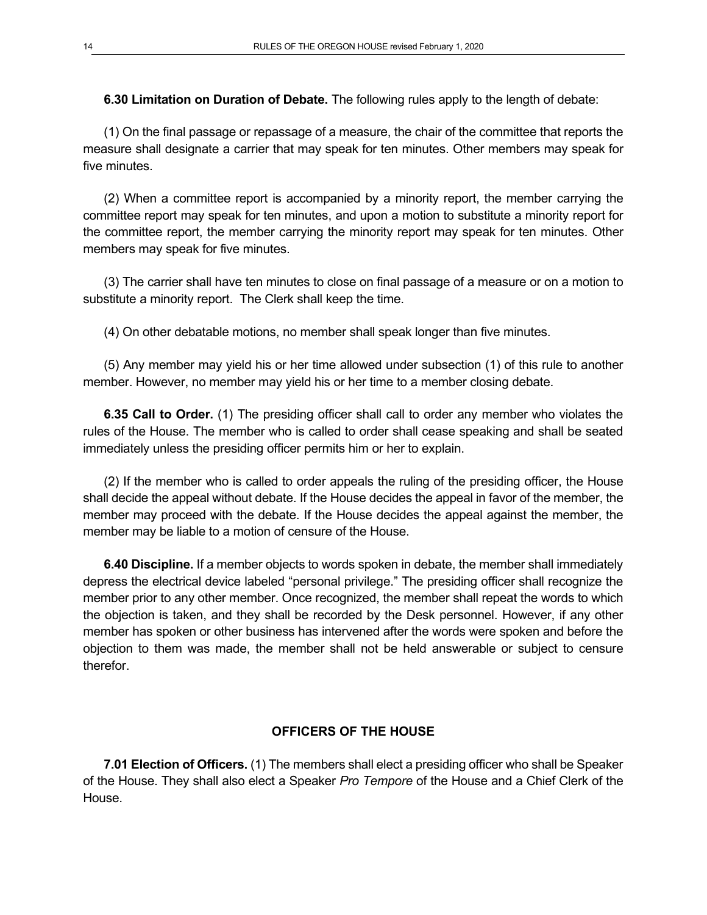**6.30 Limitation on Duration of Debate.** The following rules apply to the length of debate:

(1) On the final passage or repassage of a measure, the chair of the committee that reports the measure shall designate a carrier that may speak for ten minutes. Other members may speak for five minutes.

(2) When a committee report is accompanied by a minority report, the member carrying the committee report may speak for ten minutes, and upon a motion to substitute a minority report for the committee report, the member carrying the minority report may speak for ten minutes. Other members may speak for five minutes.

(3) The carrier shall have ten minutes to close on final passage of a measure or on a motion to substitute a minority report. The Clerk shall keep the time.

(4) On other debatable motions, no member shall speak longer than five minutes.

(5) Any member may yield his or her time allowed under subsection (1) of this rule to another member. However, no member may yield his or her time to a member closing debate.

**6.35 Call to Order.** (1) The presiding officer shall call to order any member who violates the rules of the House. The member who is called to order shall cease speaking and shall be seated immediately unless the presiding officer permits him or her to explain.

(2) If the member who is called to order appeals the ruling of the presiding officer, the House shall decide the appeal without debate. If the House decides the appeal in favor of the member, the member may proceed with the debate. If the House decides the appeal against the member, the member may be liable to a motion of censure of the House.

**6.40 Discipline.** If a member objects to words spoken in debate, the member shall immediately depress the electrical device labeled "personal privilege." The presiding officer shall recognize the member prior to any other member. Once recognized, the member shall repeat the words to which the objection is taken, and they shall be recorded by the Desk personnel. However, if any other member has spoken or other business has intervened after the words were spoken and before the objection to them was made, the member shall not be held answerable or subject to censure therefor.

## OFFICERS OF THE HOUSE

**7.01 Election of Officers.** (1) The members shall elect a presiding officer who shall be Speaker of the House. They shall also elect a Speaker *Pro Tempore* of the House and a Chief Clerk of the House.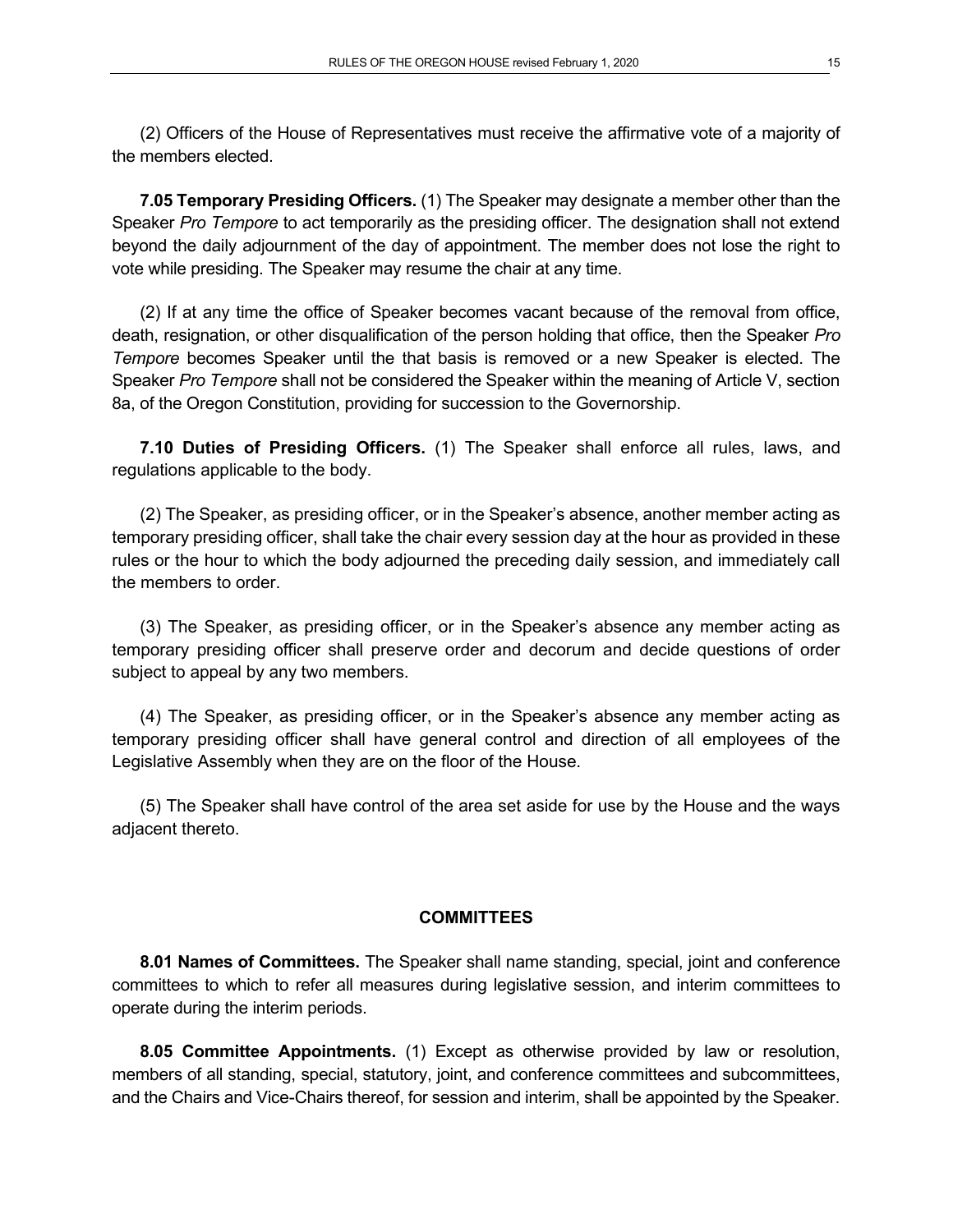(2) Officers of the House of Representatives must receive the affirmative vote of a majority of the members elected.

**7.05 Temporary Presiding Officers.** (1) The Speaker may designate a member other than the Speaker *Pro Tempore* to act temporarily as the presiding officer. The designation shall not extend beyond the daily adjournment of the day of appointment. The member does not lose the right to vote while presiding. The Speaker may resume the chair at any time.

(2) If at any time the office of Speaker becomes vacant because of the removal from office, death, resignation, or other disqualification of the person holding that office, then the Speaker *Pro Tempore* becomes Speaker until the that basis is removed or a new Speaker is elected. The Speaker *Pro Tempore* shall not be considered the Speaker within the meaning of Article V, section 8a, of the Oregon Constitution, providing for succession to the Governorship.

**7.10 Duties of Presiding Officers.** (1) The Speaker shall enforce all rules, laws, and regulations applicable to the body.

(2) The Speaker, as presiding officer, or in the Speaker's absence, another member acting as temporary presiding officer, shall take the chair every session day at the hour as provided in these rules or the hour to which the body adjourned the preceding daily session, and immediately call the members to order.

(3) The Speaker, as presiding officer, or in the Speaker's absence any member acting as temporary presiding officer shall preserve order and decorum and decide questions of order subject to appeal by any two members.

(4) The Speaker, as presiding officer, or in the Speaker's absence any member acting as temporary presiding officer shall have general control and direction of all employees of the Legislative Assembly when they are on the floor of the House.

(5) The Speaker shall have control of the area set aside for use by the House and the ways adjacent thereto.

## COMMITTEES

**8.01 Names of Committees.** The Speaker shall name standing, special, joint and conference committees to which to refer all measures during legislative session, and interim committees to operate during the interim periods.

**8.05 Committee Appointments.** (1) Except as otherwise provided by law or resolution, members of all standing, special, statutory, joint, and conference committees and subcommittees, and the Chairs and Vice-Chairs thereof, for session and interim, shall be appointed by the Speaker.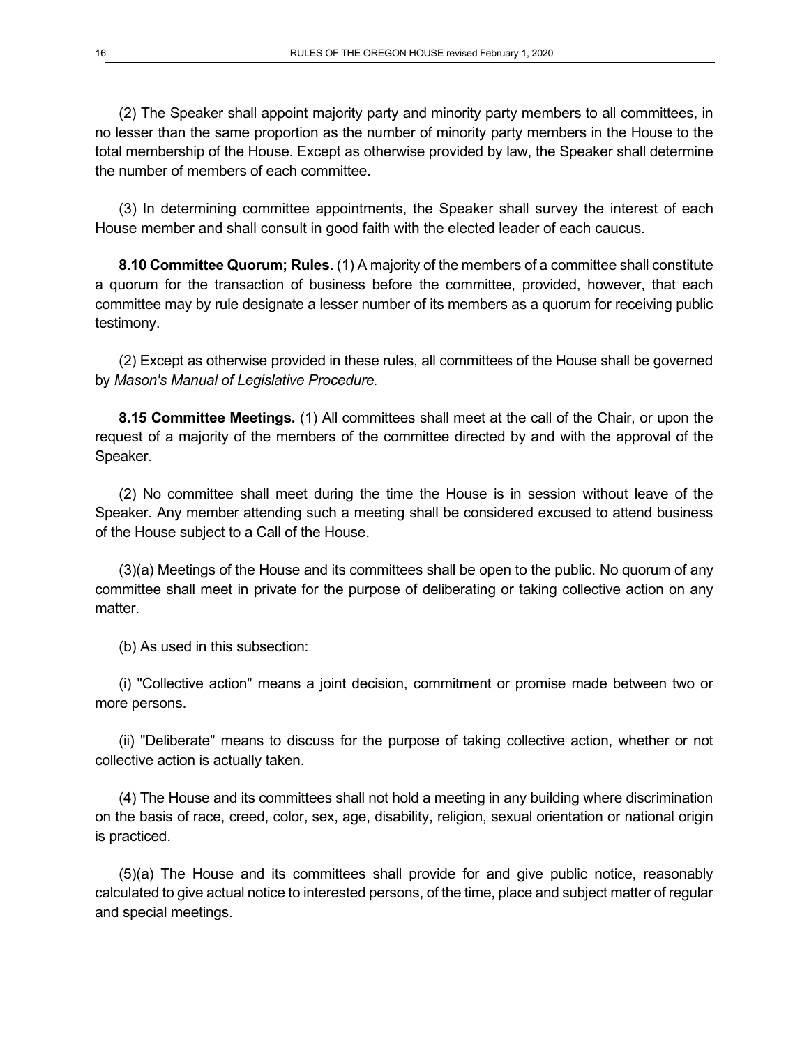(2) The Speaker shall appoint majority party and minority party members to all committees, in no lesser than the same proportion as the number of minority party members in the House to the total membership of the House. Except as otherwise provided by law, the Speaker shall determine the number of members of each committee.

(3) In determining committee appointments, the Speaker shall survey the interest of each House member and shall consult in good faith with the elected leader of each caucus.

**8.10 Committee Quorum; Rules.** (1) A majority of the members of a committee shall constitute a quorum for the transaction of business before the committee, provided, however, that each committee may by rule designate a lesser number of its members as a quorum for receiving public testimony.

(2) Except as otherwise provided in these rules, all committees of the House shall be governed by *Mason's Manual of Legislative Procedure.*

**8.15 Committee Meetings.** (1) All committees shall meet at the call of the Chair, or upon the request of a majority of the members of the committee directed by and with the approval of the Speaker.

(2) No committee shall meet during the time the House is in session without leave of the Speaker. Any member attending such a meeting shall be considered excused to attend business of the House subject to a Call of the House.

(3)(a) Meetings of the House and its committees shall be open to the public. No quorum of any committee shall meet in private for the purpose of deliberating or taking collective action on any matter.

(b) As used in this subsection:

(i) "Collective action" means a joint decision, commitment or promise made between two or more persons.

(ii) "Deliberate" means to discuss for the purpose of taking collective action, whether or not collective action is actually taken.

(4) The House and its committees shall not hold a meeting in any building where discrimination on the basis of race, creed, color, sex, age, disability, religion, sexual orientation or national origin is practiced.

(5)(a) The House and its committees shall provide for and give public notice, reasonably calculated to give actual notice to interested persons, of the time, place and subject matter of regular and special meetings.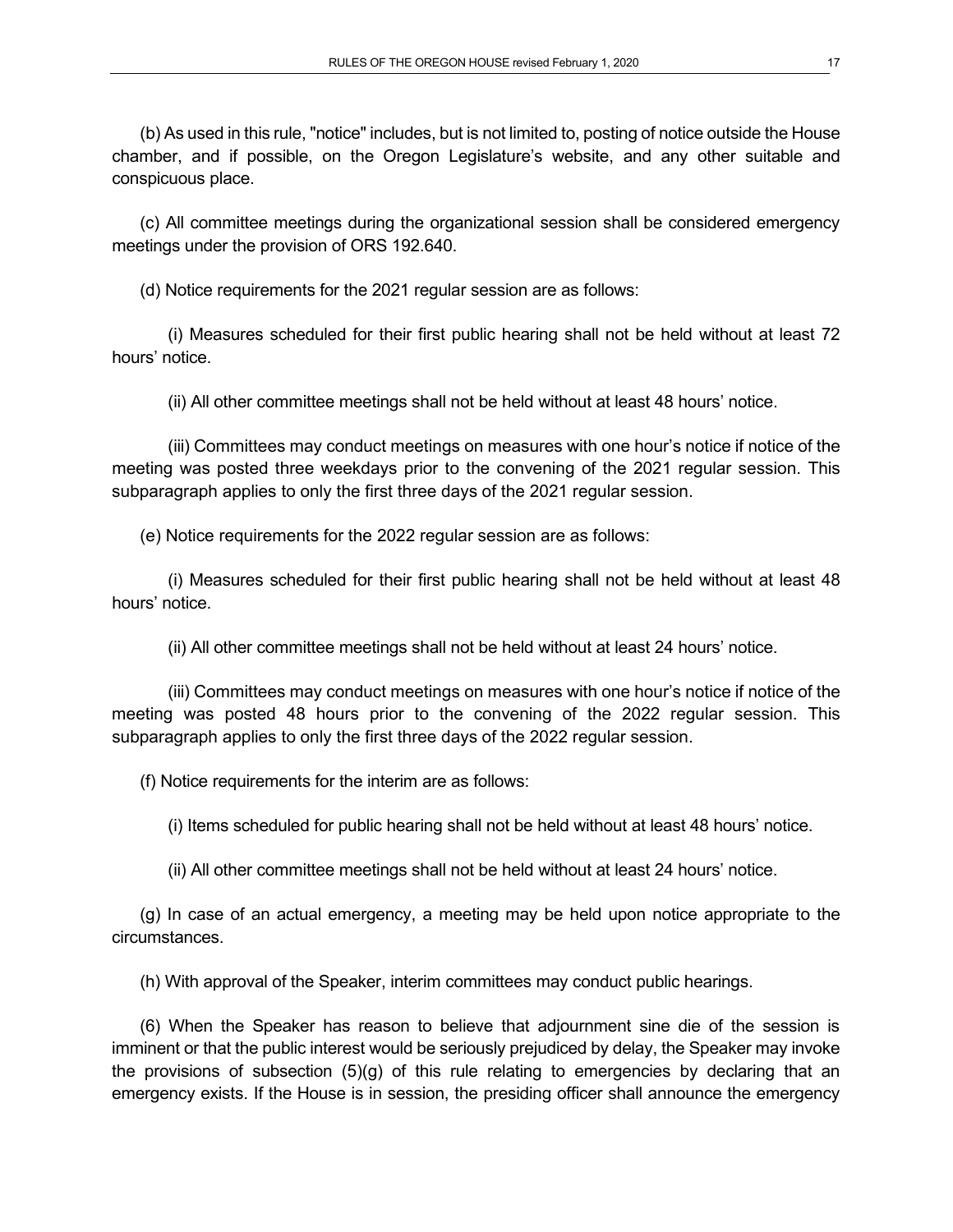(b) As used in this rule, "notice" includes, but is not limited to, posting of notice outside the House chamber, and if possible, on the Oregon Legislature's website, and any other suitable and conspicuous place.

(c) All committee meetings during the organizational session shall be considered emergency meetings under the provision of ORS 192.640.

(d) Notice requirements for the 2021 regular session are as follows:

(i) Measures scheduled for their first public hearing shall not be held without at least 72 hours' notice.

(ii) All other committee meetings shall not be held without at least 48 hours' notice.

(iii) Committees may conduct meetings on measures with one hour's notice if notice of the meeting was posted three weekdays prior to the convening of the 2021 regular session. This subparagraph applies to only the first three days of the 2021 regular session.

(e) Notice requirements for the 2022 regular session are as follows:

(i) Measures scheduled for their first public hearing shall not be held without at least 48 hours' notice.

(ii) All other committee meetings shall not be held without at least 24 hours' notice.

(iii) Committees may conduct meetings on measures with one hour's notice if notice of the meeting was posted 48 hours prior to the convening of the 2022 regular session. This subparagraph applies to only the first three days of the 2022 regular session.

(f) Notice requirements for the interim are as follows:

(i) Items scheduled for public hearing shall not be held without at least 48 hours' notice.

(ii) All other committee meetings shall not be held without at least 24 hours' notice.

(g) In case of an actual emergency, a meeting may be held upon notice appropriate to the circumstances.

(h) With approval of the Speaker, interim committees may conduct public hearings.

(6) When the Speaker has reason to believe that adjournment sine die of the session is imminent or that the public interest would be seriously prejudiced by delay, the Speaker may invoke the provisions of subsection (5)(g) of this rule relating to emergencies by declaring that an emergency exists. If the House is in session, the presiding officer shall announce the emergency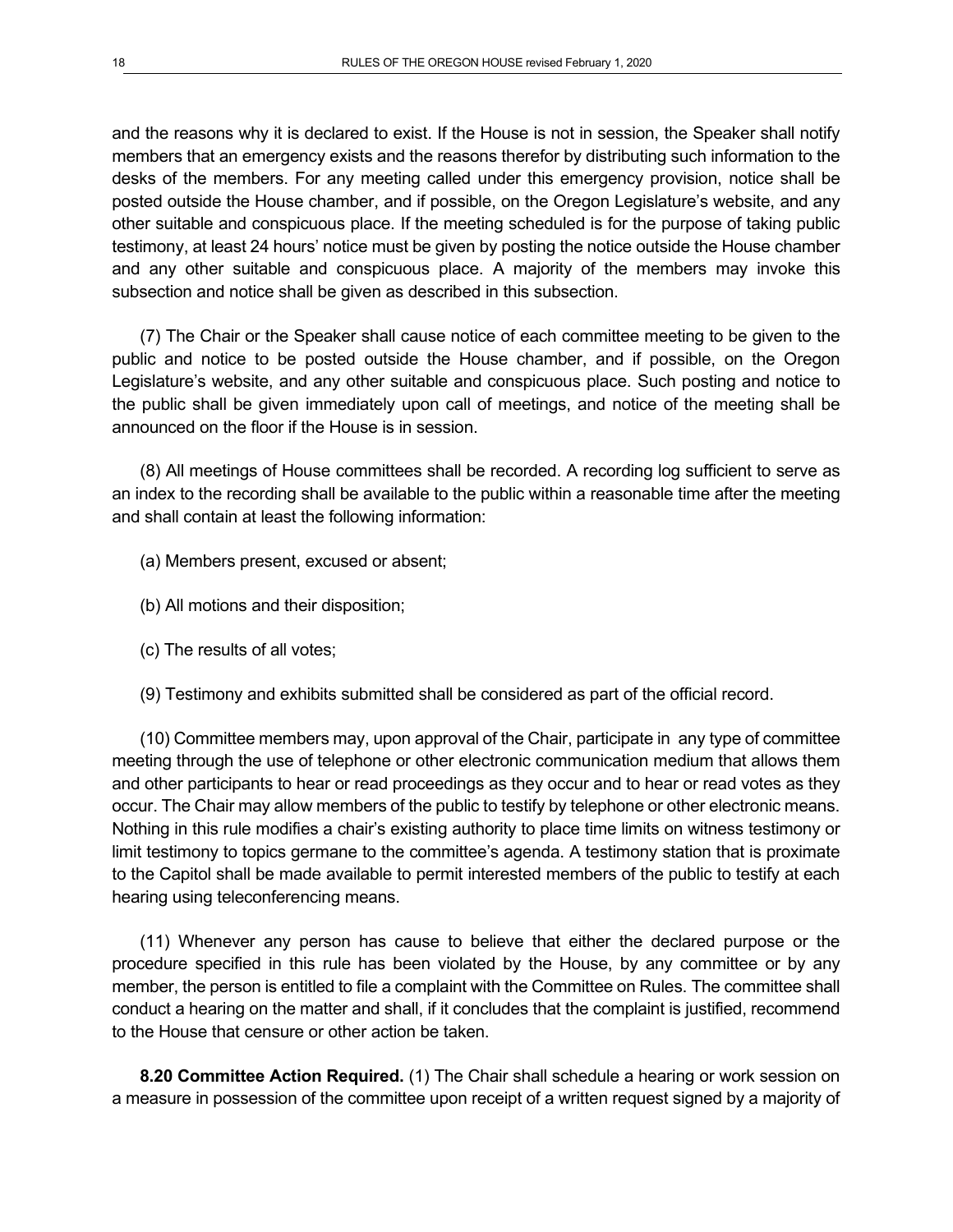and the reasons why it is declared to exist. If the House is not in session, the Speaker shall notify members that an emergency exists and the reasons therefor by distributing such information to the desks of the members. For any meeting called under this emergency provision, notice shall be posted outside the House chamber, and if possible, on the Oregon Legislature's website, and any other suitable and conspicuous place. If the meeting scheduled is for the purpose of taking public testimony, at least 24 hours' notice must be given by posting the notice outside the House chamber and any other suitable and conspicuous place. A majority of the members may invoke this subsection and notice shall be given as described in this subsection.

(7) The Chair or the Speaker shall cause notice of each committee meeting to be given to the public and notice to be posted outside the House chamber, and if possible, on the Oregon Legislature's website, and any other suitable and conspicuous place. Such posting and notice to the public shall be given immediately upon call of meetings, and notice of the meeting shall be announced on the floor if the House is in session.

(8) All meetings of House committees shall be recorded. A recording log sufficient to serve as an index to the recording shall be available to the public within a reasonable time after the meeting and shall contain at least the following information:

(a) Members present, excused or absent;

(b) All motions and their disposition;

(c) The results of all votes;

(9) Testimony and exhibits submitted shall be considered as part of the official record.

(10) Committee members may, upon approval of the Chair, participate in any type of committee meeting through the use of telephone or other electronic communication medium that allows them and other participants to hear or read proceedings as they occur and to hear or read votes as they occur. The Chair may allow members of the public to testify by telephone or other electronic means. Nothing in this rule modifies a chair's existing authority to place time limits on witness testimony or limit testimony to topics germane to the committee's agenda. A testimony station that is proximate to the Capitol shall be made available to permit interested members of the public to testify at each hearing using teleconferencing means.

(11) Whenever any person has cause to believe that either the declared purpose or the procedure specified in this rule has been violated by the House, by any committee or by any member, the person is entitled to file a complaint with the Committee on Rules. The committee shall conduct a hearing on the matter and shall, if it concludes that the complaint is justified, recommend to the House that censure or other action be taken.

**8.20 Committee Action Required.** (1) The Chair shall schedule a hearing or work session on a measure in possession of the committee upon receipt of a written request signed by a majority of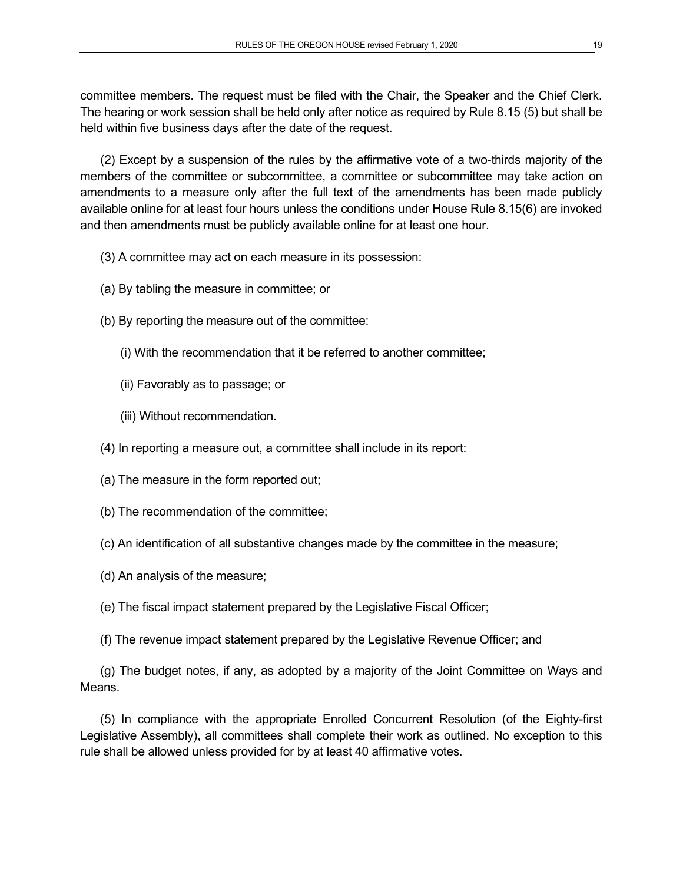committee members. The request must be filed with the Chair, the Speaker and the Chief Clerk. The hearing or work session shall be held only after notice as required by Rule 8.15 (5) but shall be held within five business days after the date of the request.

(2) Except by a suspension of the rules by the affirmative vote of a two-thirds majority of the members of the committee or subcommittee, a committee or subcommittee may take action on amendments to a measure only after the full text of the amendments has been made publicly available online for at least four hours unless the conditions under House Rule 8.15(6) are invoked and then amendments must be publicly available online for at least one hour.

(3) A committee may act on each measure in its possession:

(a) By tabling the measure in committee; or

(b) By reporting the measure out of the committee:

(i) With the recommendation that it be referred to another committee;

(ii) Favorably as to passage; or

(iii) Without recommendation.

(4) In reporting a measure out, a committee shall include in its report:

(a) The measure in the form reported out;

(b) The recommendation of the committee;

(c) An identification of all substantive changes made by the committee in the measure;

(d) An analysis of the measure;

(e) The fiscal impact statement prepared by the Legislative Fiscal Officer;

(f) The revenue impact statement prepared by the Legislative Revenue Officer; and

(g) The budget notes, if any, as adopted by a majority of the Joint Committee on Ways and Means.

(5) In compliance with the appropriate Enrolled Concurrent Resolution (of the Eighty-first Legislative Assembly), all committees shall complete their work as outlined. No exception to this rule shall be allowed unless provided for by at least 40 affirmative votes.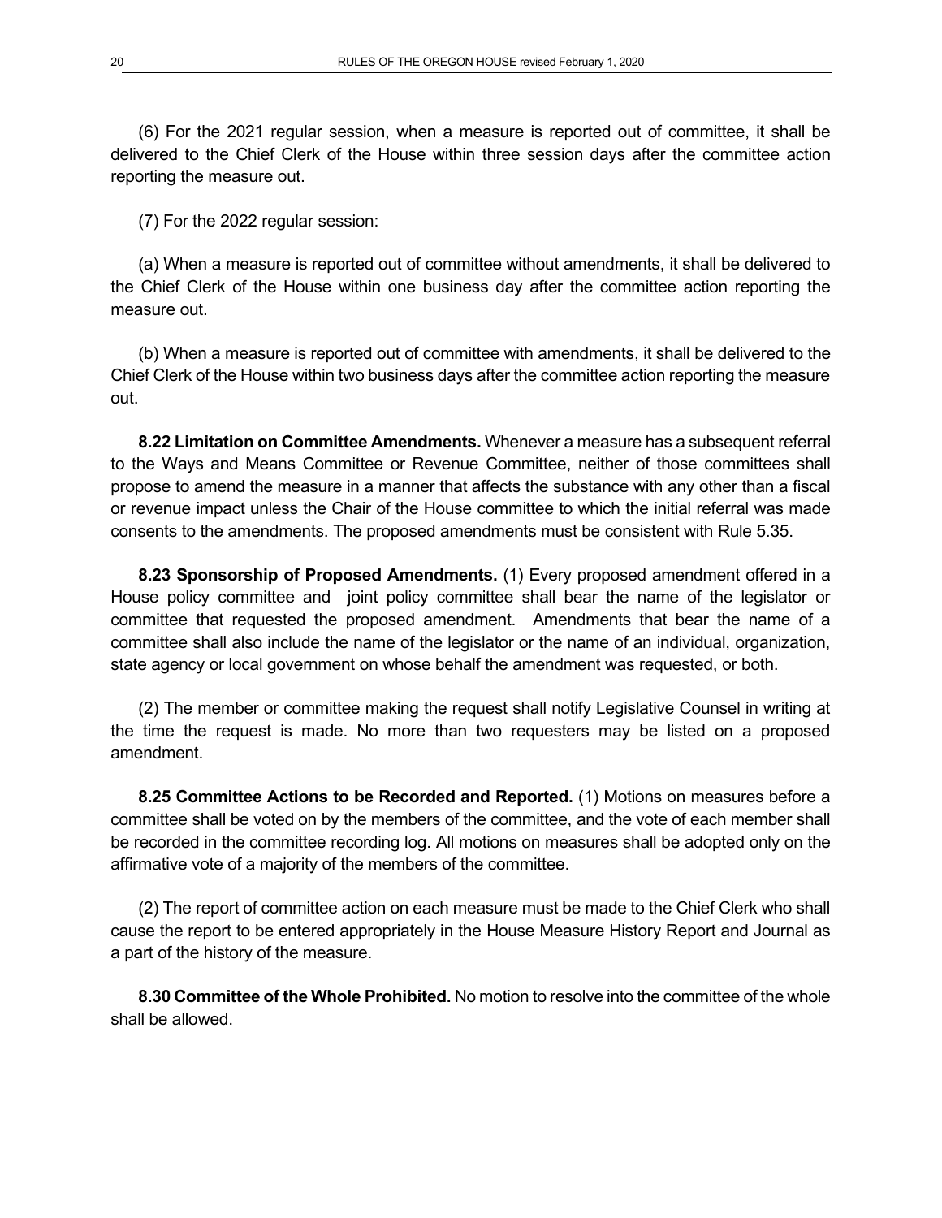(6) For the 2021 regular session, when a measure is reported out of committee, it shall be delivered to the Chief Clerk of the House within three session days after the committee action reporting the measure out.

(7) For the 2022 regular session:

(a) When a measure is reported out of committee without amendments, it shall be delivered to the Chief Clerk of the House within one business day after the committee action reporting the measure out.

(b) When a measure is reported out of committee with amendments, it shall be delivered to the Chief Clerk of the House within two business days after the committee action reporting the measure out.

**8.22 Limitation on Committee Amendments.** Whenever a measure has a subsequent referral to the Ways and Means Committee or Revenue Committee, neither of those committees shall propose to amend the measure in a manner that affects the substance with any other than a fiscal or revenue impact unless the Chair of the House committee to which the initial referral was made consents to the amendments. The proposed amendments must be consistent with Rule 5.35.

**8.23 Sponsorship of Proposed Amendments.** (1) Every proposed amendment offered in a House policy committee and joint policy committee shall bear the name of the legislator or committee that requested the proposed amendment. Amendments that bear the name of a committee shall also include the name of the legislator or the name of an individual, organization, state agency or local government on whose behalf the amendment was requested, or both.

(2) The member or committee making the request shall notify Legislative Counsel in writing at the time the request is made. No more than two requesters may be listed on a proposed amendment.

**8.25 Committee Actions to be Recorded and Reported.** (1) Motions on measures before a committee shall be voted on by the members of the committee, and the vote of each member shall be recorded in the committee recording log. All motions on measures shall be adopted only on the affirmative vote of a majority of the members of the committee.

(2) The report of committee action on each measure must be made to the Chief Clerk who shall cause the report to be entered appropriately in the House Measure History Report and Journal as a part of the history of the measure.

**8.30 Committee of the Whole Prohibited.** No motion to resolve into the committee of the whole shall be allowed.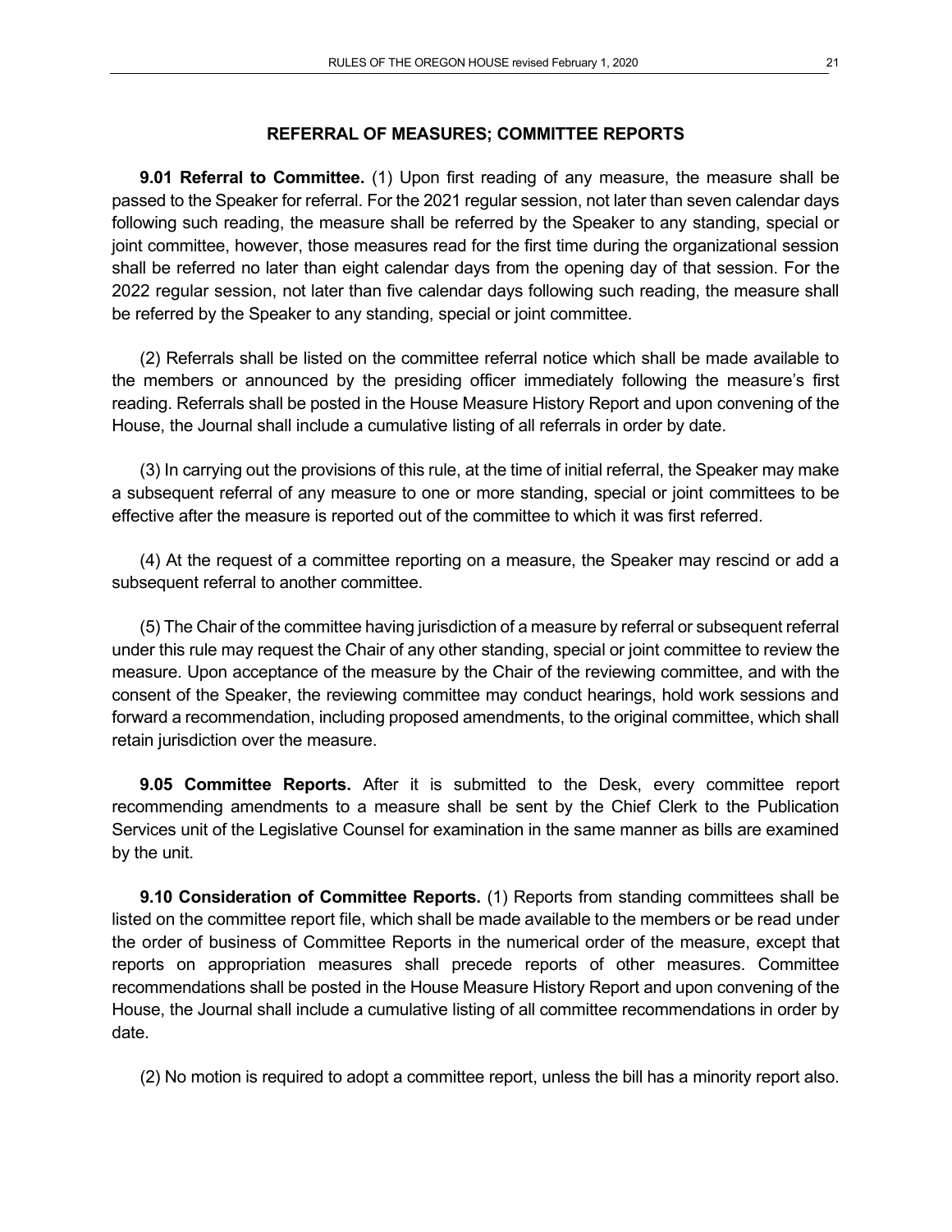## REFERRAL OF MEASURES; COMMITTEE REPORTS

**9.01 Referral to Committee.** (1) Upon first reading of any measure, the measure shall be passed to the Speaker for referral. For the 2021 regular session, not later than seven calendar days following such reading, the measure shall be referred by the Speaker to any standing, special or joint committee, however, those measures read for the first time during the organizational session shall be referred no later than eight calendar days from the opening day of that session. For the 2022 regular session, not later than five calendar days following such reading, the measure shall be referred by the Speaker to any standing, special or joint committee.

(2) Referrals shall be listed on the committee referral notice which shall be made available to the members or announced by the presiding officer immediately following the measure's first reading. Referrals shall be posted in the House Measure History Report and upon convening of the House, the Journal shall include a cumulative listing of all referrals in order by date.

(3) In carrying out the provisions of this rule, at the time of initial referral, the Speaker may make a subsequent referral of any measure to one or more standing, special or joint committees to be effective after the measure is reported out of the committee to which it was first referred.

(4) At the request of a committee reporting on a measure, the Speaker may rescind or add a subsequent referral to another committee.

(5) The Chair of the committee having jurisdiction of a measure by referral or subsequent referral under this rule may request the Chair of any other standing, special or joint committee to review the measure. Upon acceptance of the measure by the Chair of the reviewing committee, and with the consent of the Speaker, the reviewing committee may conduct hearings, hold work sessions and forward a recommendation, including proposed amendments, to the original committee, which shall retain jurisdiction over the measure.

**9.05 Committee Reports.** After it is submitted to the Desk, every committee report recommending amendments to a measure shall be sent by the Chief Clerk to the Publication Services unit of the Legislative Counsel for examination in the same manner as bills are examined by the unit.

**9.10 Consideration of Committee Reports.** (1) Reports from standing committees shall be listed on the committee report file, which shall be made available to the members or be read under the order of business of Committee Reports in the numerical order of the measure, except that reports on appropriation measures shall precede reports of other measures. Committee recommendations shall be posted in the House Measure History Report and upon convening of the House, the Journal shall include a cumulative listing of all committee recommendations in order by date.

(2) No motion is required to adopt a committee report, unless the bill has a minority report also.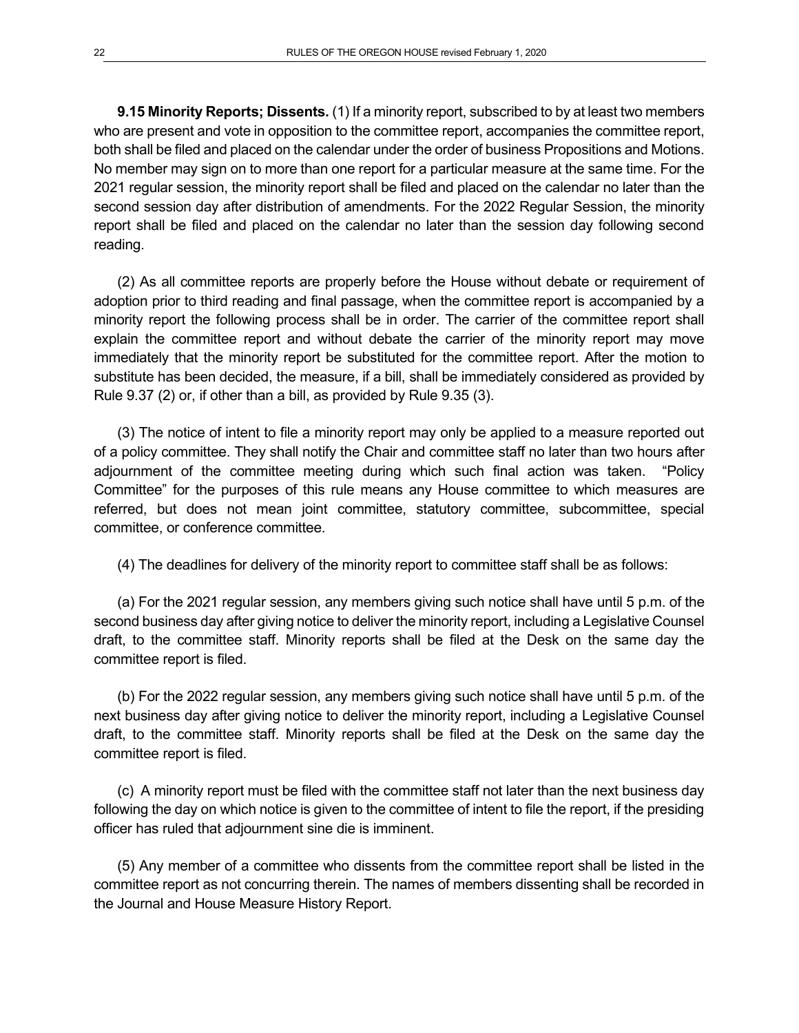**9.15 Minority Reports; Dissents.** (1) If a minority report, subscribed to by at least two members who are present and vote in opposition to the committee report, accompanies the committee report, both shall be filed and placed on the calendar under the order of business Propositions and Motions. No member may sign on to more than one report for a particular measure at the same time. For the 2021 regular session, the minority report shall be filed and placed on the calendar no later than the second session day after distribution of amendments. For the 2022 Regular Session, the minority report shall be filed and placed on the calendar no later than the session day following second reading.

(2) As all committee reports are properly before the House without debate or requirement of adoption prior to third reading and final passage, when the committee report is accompanied by a minority report the following process shall be in order. The carrier of the committee report shall explain the committee report and without debate the carrier of the minority report may move immediately that the minority report be substituted for the committee report. After the motion to substitute has been decided, the measure, if a bill, shall be immediately considered as provided by Rule 9.37 (2) or, if other than a bill, as provided by Rule 9.35 (3).

(3) The notice of intent to file a minority report may only be applied to a measure reported out of a policy committee. They shall notify the Chair and committee staff no later than two hours after adjournment of the committee meeting during which such final action was taken. "Policy Committee" for the purposes of this rule means any House committee to which measures are referred, but does not mean joint committee, statutory committee, subcommittee, special committee, or conference committee.

(4) The deadlines for delivery of the minority report to committee staff shall be as follows:

(a) For the 2021 regular session, any members giving such notice shall have until 5 p.m. of the second business day after giving notice to deliver the minority report, including a Legislative Counsel draft, to the committee staff. Minority reports shall be filed at the Desk on the same day the committee report is filed.

(b) For the 2022 regular session, any members giving such notice shall have until 5 p.m. of the next business day after giving notice to deliver the minority report, including a Legislative Counsel draft, to the committee staff. Minority reports shall be filed at the Desk on the same day the committee report is filed.

(c) A minority report must be filed with the committee staff not later than the next business day following the day on which notice is given to the committee of intent to file the report, if the presiding officer has ruled that adjournment sine die is imminent.

(5) Any member of a committee who dissents from the committee report shall be listed in the committee report as not concurring therein. The names of members dissenting shall be recorded in the Journal and House Measure History Report.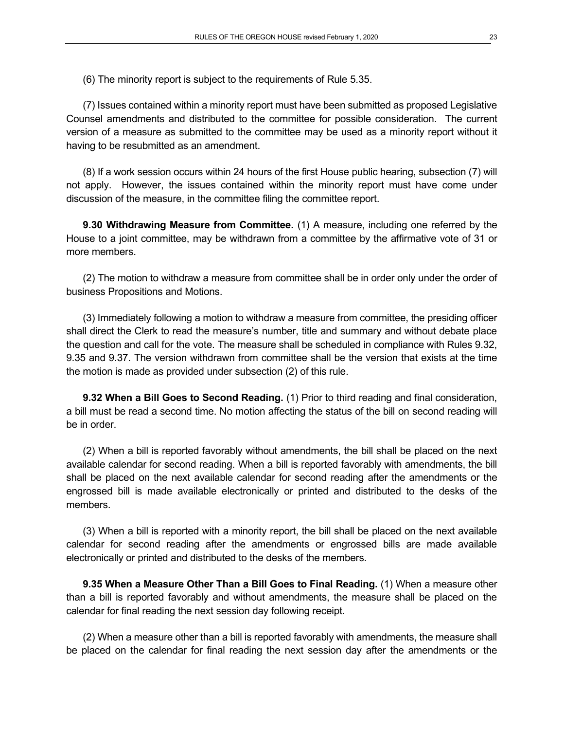(6) The minority report is subject to the requirements of Rule 5.35.

(7) Issues contained within a minority report must have been submitted as proposed Legislative Counsel amendments and distributed to the committee for possible consideration. The current version of a measure as submitted to the committee may be used as a minority report without it having to be resubmitted as an amendment.

(8) If a work session occurs within 24 hours of the first House public hearing, subsection (7) will not apply. However, the issues contained within the minority report must have come under discussion of the measure, in the committee filing the committee report.

**9.30 Withdrawing Measure from Committee.** (1) A measure, including one referred by the House to a joint committee, may be withdrawn from a committee by the affirmative vote of 31 or more members.

(2) The motion to withdraw a measure from committee shall be in order only under the order of business Propositions and Motions.

(3) Immediately following a motion to withdraw a measure from committee, the presiding officer shall direct the Clerk to read the measure's number, title and summary and without debate place the question and call for the vote. The measure shall be scheduled in compliance with Rules 9.32, 9.35 and 9.37. The version withdrawn from committee shall be the version that exists at the time the motion is made as provided under subsection (2) of this rule.

**9.32 When a Bill Goes to Second Reading.** (1) Prior to third reading and final consideration, a bill must be read a second time. No motion affecting the status of the bill on second reading will be in order.

(2) When a bill is reported favorably without amendments, the bill shall be placed on the next available calendar for second reading. When a bill is reported favorably with amendments, the bill shall be placed on the next available calendar for second reading after the amendments or the engrossed bill is made available electronically or printed and distributed to the desks of the members.

(3) When a bill is reported with a minority report, the bill shall be placed on the next available calendar for second reading after the amendments or engrossed bills are made available electronically or printed and distributed to the desks of the members.

**9.35 When a Measure Other Than a Bill Goes to Final Reading.** (1) When a measure other than a bill is reported favorably and without amendments, the measure shall be placed on the calendar for final reading the next session day following receipt.

(2) When a measure other than a bill is reported favorably with amendments, the measure shall be placed on the calendar for final reading the next session day after the amendments or the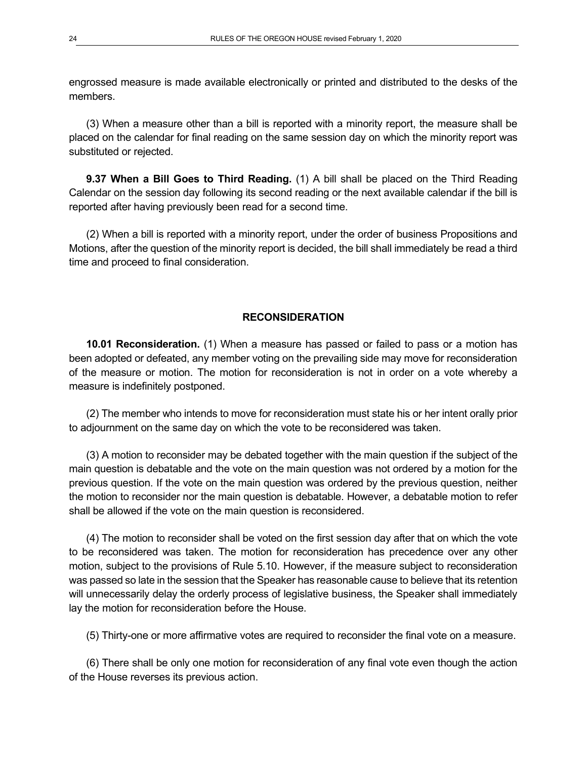engrossed measure is made available electronically or printed and distributed to the desks of the members.

(3) When a measure other than a bill is reported with a minority report, the measure shall be placed on the calendar for final reading on the same session day on which the minority report was substituted or rejected.

**9.37 When a Bill Goes to Third Reading.** (1) A bill shall be placed on the Third Reading Calendar on the session day following its second reading or the next available calendar if the bill is reported after having previously been read for a second time.

(2) When a bill is reported with a minority report, under the order of business Propositions and Motions, after the question of the minority report is decided, the bill shall immediately be read a third time and proceed to final consideration.

## RECONSIDERATION

**10.01 Reconsideration.** (1) When a measure has passed or failed to pass or a motion has been adopted or defeated, any member voting on the prevailing side may move for reconsideration of the measure or motion. The motion for reconsideration is not in order on a vote whereby a measure is indefinitely postponed.

(2) The member who intends to move for reconsideration must state his or her intent orally prior to adjournment on the same day on which the vote to be reconsidered was taken.

(3) A motion to reconsider may be debated together with the main question if the subject of the main question is debatable and the vote on the main question was not ordered by a motion for the previous question. If the vote on the main question was ordered by the previous question, neither the motion to reconsider nor the main question is debatable. However, a debatable motion to refer shall be allowed if the vote on the main question is reconsidered.

(4) The motion to reconsider shall be voted on the first session day after that on which the vote to be reconsidered was taken. The motion for reconsideration has precedence over any other motion, subject to the provisions of Rule 5.10. However, if the measure subject to reconsideration was passed so late in the session that the Speaker has reasonable cause to believe that its retention will unnecessarily delay the orderly process of legislative business, the Speaker shall immediately lay the motion for reconsideration before the House.

(5) Thirty-one or more affirmative votes are required to reconsider the final vote on a measure.

(6) There shall be only one motion for reconsideration of any final vote even though the action of the House reverses its previous action.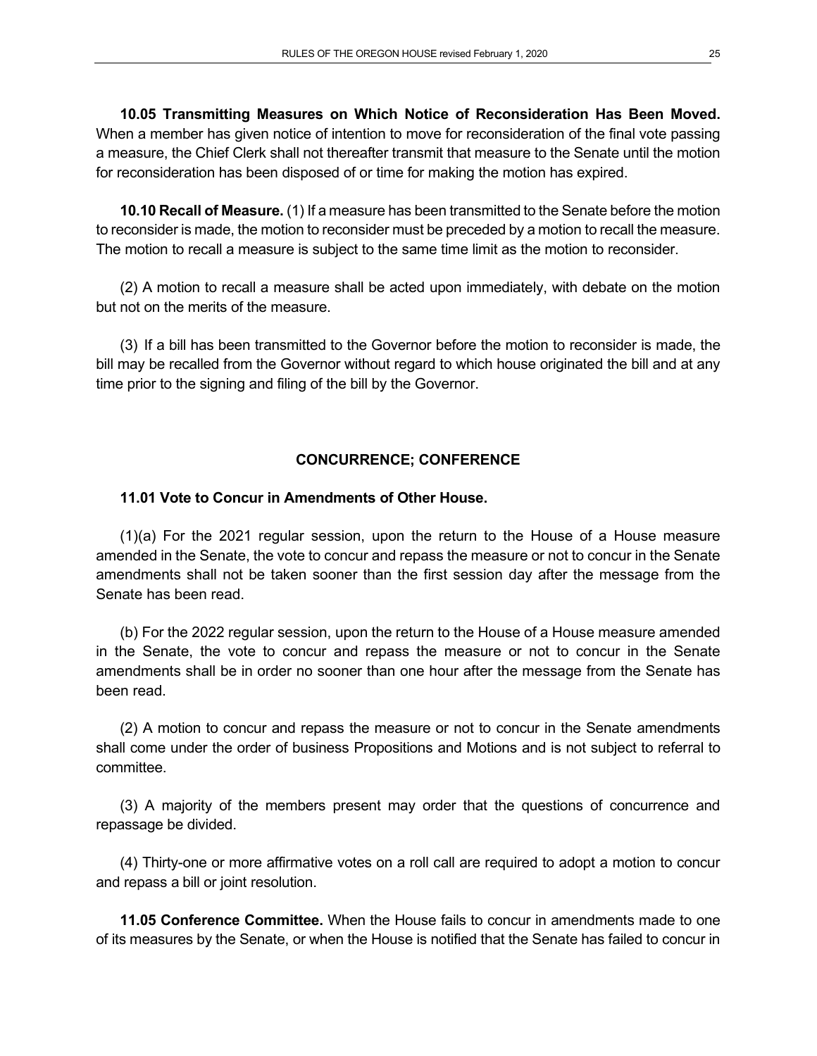**10.05 Transmitting Measures on Which Notice of Reconsideration Has Been Moved.** When a member has given notice of intention to move for reconsideration of the final vote passing a measure, the Chief Clerk shall not thereafter transmit that measure to the Senate until the motion for reconsideration has been disposed of or time for making the motion has expired.

**10.10 Recall of Measure.** (1) If a measure has been transmitted to the Senate before the motion to reconsider is made, the motion to reconsider must be preceded by a motion to recall the measure. The motion to recall a measure is subject to the same time limit as the motion to reconsider.

(2) A motion to recall a measure shall be acted upon immediately, with debate on the motion but not on the merits of the measure.

(3) If a bill has been transmitted to the Governor before the motion to reconsider is made, the bill may be recalled from the Governor without regard to which house originated the bill and at any time prior to the signing and filing of the bill by the Governor.

## CONCURRENCE; CONFERENCE

**11.01 Vote to Concur in Amendments of Other House.**

(1)(a) For the 2021 regular session, upon the return to the House of a House measure amended in the Senate, the vote to concur and repass the measure or not to concur in the Senate amendments shall not be taken sooner than the first session day after the message from the Senate has been read.

(b) For the 2022 regular session, upon the return to the House of a House measure amended in the Senate, the vote to concur and repass the measure or not to concur in the Senate amendments shall be in order no sooner than one hour after the message from the Senate has been read.

(2) A motion to concur and repass the measure or not to concur in the Senate amendments shall come under the order of business Propositions and Motions and is not subject to referral to committee.

(3) A majority of the members present may order that the questions of concurrence and repassage be divided.

(4) Thirty-one or more affirmative votes on a roll call are required to adopt a motion to concur and repass a bill or joint resolution.

**11.05 Conference Committee.** When the House fails to concur in amendments made to one of its measures by the Senate, or when the House is notified that the Senate has failed to concur in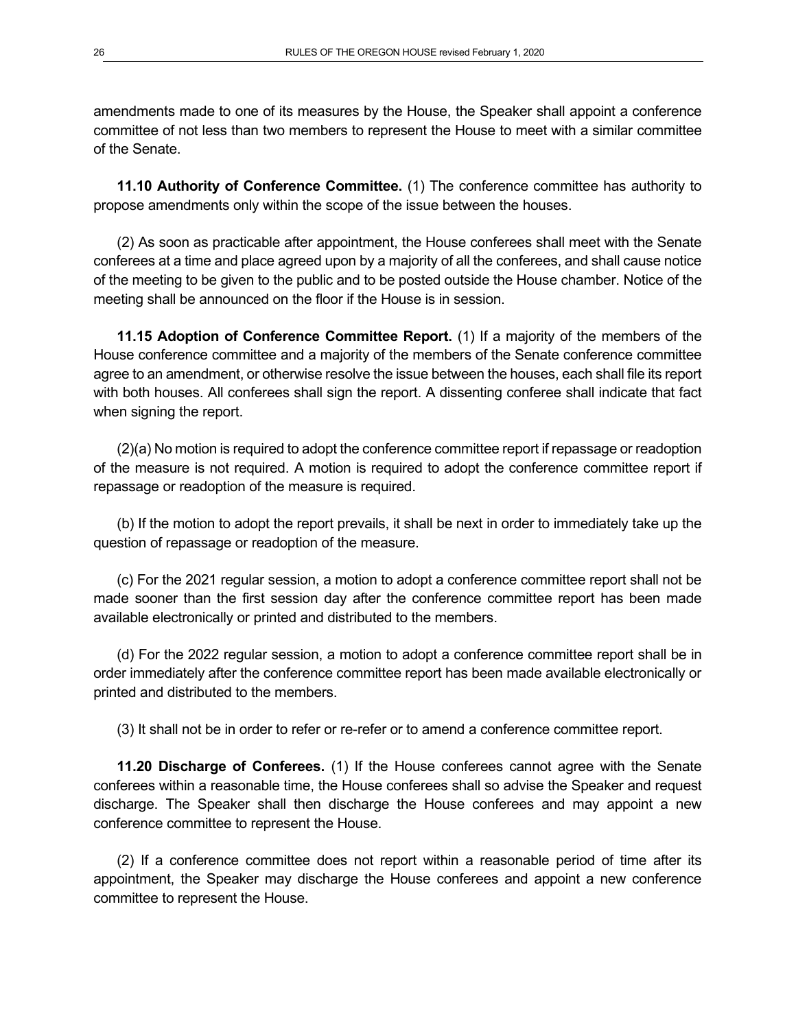amendments made to one of its measures by the House, the Speaker shall appoint a conference committee of not less than two members to represent the House to meet with a similar committee of the Senate.

**11.10 Authority of Conference Committee.** (1) The conference committee has authority to propose amendments only within the scope of the issue between the houses.

(2) As soon as practicable after appointment, the House conferees shall meet with the Senate conferees at a time and place agreed upon by a majority of all the conferees, and shall cause notice of the meeting to be given to the public and to be posted outside the House chamber. Notice of the meeting shall be announced on the floor if the House is in session.

**11.15 Adoption of Conference Committee Report.** (1) If a majority of the members of the House conference committee and a majority of the members of the Senate conference committee agree to an amendment, or otherwise resolve the issue between the houses, each shall file its report with both houses. All conferees shall sign the report. A dissenting conferee shall indicate that fact when signing the report.

(2)(a) No motion is required to adopt the conference committee report if repassage or readoption of the measure is not required. A motion is required to adopt the conference committee report if repassage or readoption of the measure is required.

(b) If the motion to adopt the report prevails, it shall be next in order to immediately take up the question of repassage or readoption of the measure.

(c) For the 2021 regular session, a motion to adopt a conference committee report shall not be made sooner than the first session day after the conference committee report has been made available electronically or printed and distributed to the members.

(d) For the 2022 regular session, a motion to adopt a conference committee report shall be in order immediately after the conference committee report has been made available electronically or printed and distributed to the members.

(3) It shall not be in order to refer or re-refer or to amend a conference committee report.

**11.20 Discharge of Conferees.** (1) If the House conferees cannot agree with the Senate conferees within a reasonable time, the House conferees shall so advise the Speaker and request discharge. The Speaker shall then discharge the House conferees and may appoint a new conference committee to represent the House.

(2) If a conference committee does not report within a reasonable period of time after its appointment, the Speaker may discharge the House conferees and appoint a new conference committee to represent the House.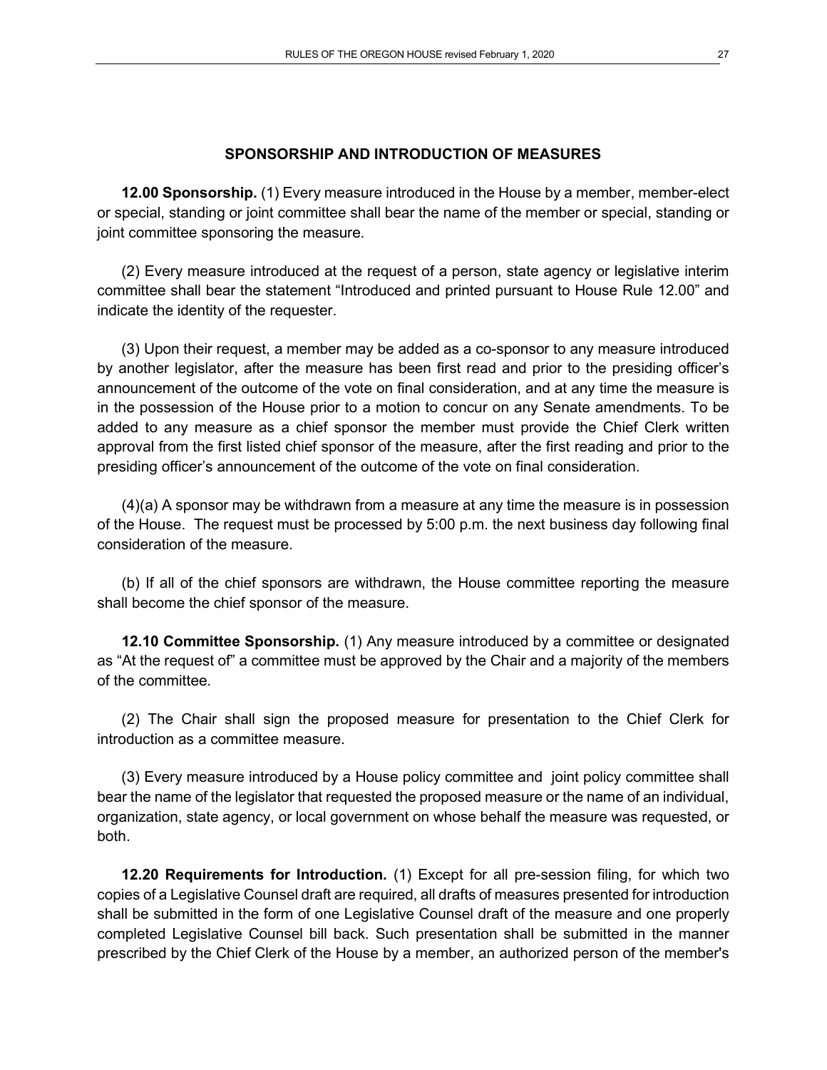## SPONSORSHIP AND INTRODUCTION OF MEASURES

**12.00 Sponsorship.** (1) Every measure introduced in the House by a member, member-elect or special, standing or joint committee shall bear the name of the member or special, standing or joint committee sponsoring the measure.

(2) Every measure introduced at the request of a person, state agency or legislative interim committee shall bear the statement "Introduced and printed pursuant to House Rule 12.00" and indicate the identity of the requester.

(3) Upon their request, a member may be added as a co-sponsor to any measure introduced by another legislator, after the measure has been first read and prior to the presiding officer's announcement of the outcome of the vote on final consideration, and at any time the measure is in the possession of the House prior to a motion to concur on any Senate amendments. To be added to any measure as a chief sponsor the member must provide the Chief Clerk written approval from the first listed chief sponsor of the measure, after the first reading and prior to the presiding officer's announcement of the outcome of the vote on final consideration.

(4)(a) A sponsor may be withdrawn from a measure at any time the measure is in possession of the House. The request must be processed by 5:00 p.m. the next business day following final consideration of the measure.

(b) If all of the chief sponsors are withdrawn, the House committee reporting the measure shall become the chief sponsor of the measure.

**12.10 Committee Sponsorship.** (1) Any measure introduced by a committee or designated as "At the request of" a committee must be approved by the Chair and a majority of the members of the committee.

(2) The Chair shall sign the proposed measure for presentation to the Chief Clerk for introduction as a committee measure.

(3) Every measure introduced by a House policy committee and joint policy committee shall bear the name of the legislator that requested the proposed measure or the name of an individual, organization, state agency, or local government on whose behalf the measure was requested, or both.

**12.20 Requirements for Introduction.** (1) Except for all pre-session filing, for which two copies of a Legislative Counsel draft are required, all drafts of measures presented for introduction shall be submitted in the form of one Legislative Counsel draft of the measure and one properly completed Legislative Counsel bill back. Such presentation shall be submitted in the manner prescribed by the Chief Clerk of the House by a member, an authorized person of the member's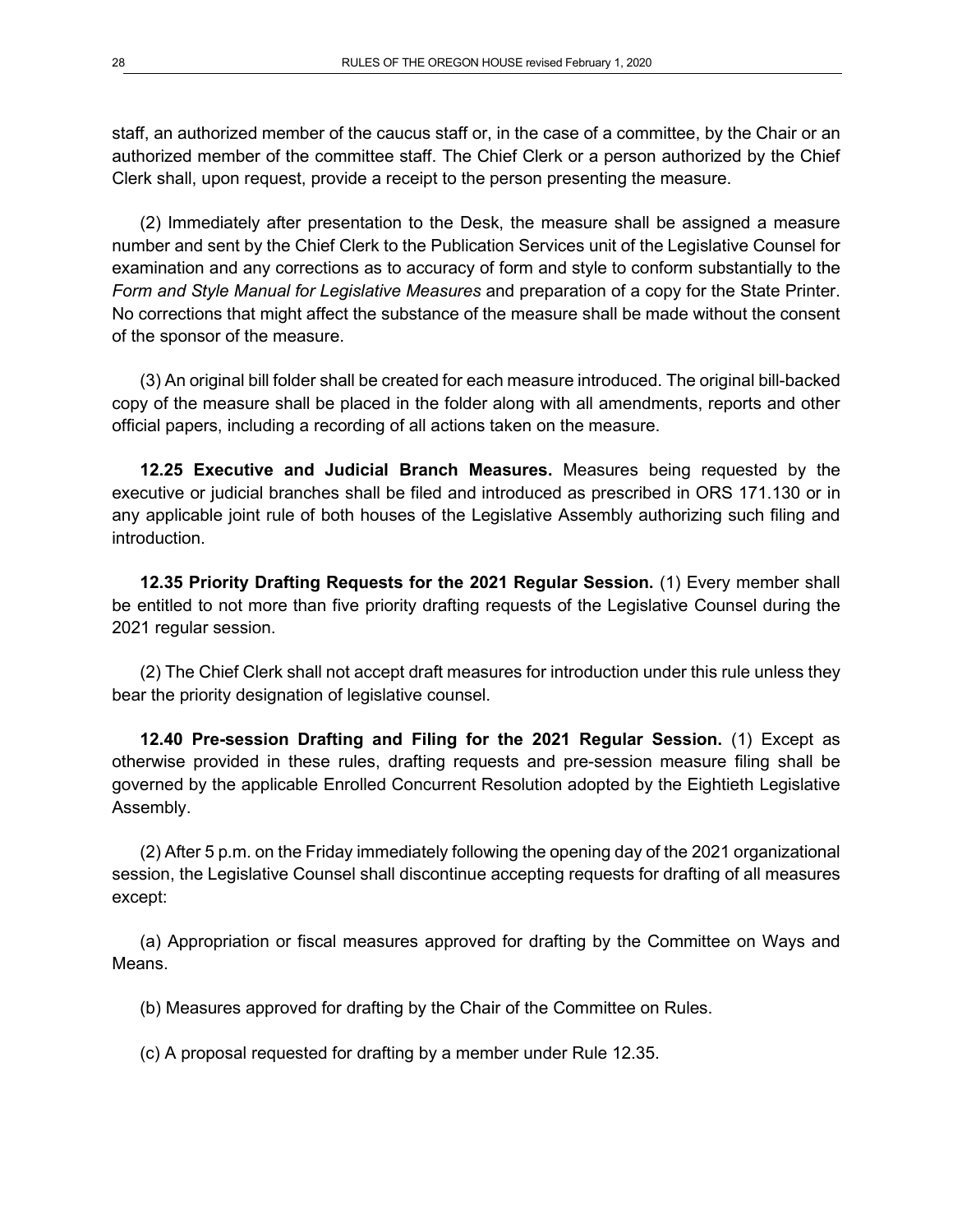staff, an authorized member of the caucus staff or, in the case of a committee, by the Chair or an authorized member of the committee staff. The Chief Clerk or a person authorized by the Chief Clerk shall, upon request, provide a receipt to the person presenting the measure.

(2) Immediately after presentation to the Desk, the measure shall be assigned a measure number and sent by the Chief Clerk to the Publication Services unit of the Legislative Counsel for examination and any corrections as to accuracy of form and style to conform substantially to the *Form and Style Manual for Legislative Measures* and preparation of a copy for the State Printer. No corrections that might affect the substance of the measure shall be made without the consent of the sponsor of the measure.

(3) An original bill folder shall be created for each measure introduced. The original bill-backed copy of the measure shall be placed in the folder along with all amendments, reports and other official papers, including a recording of all actions taken on the measure.

**12.25 Executive and Judicial Branch Measures.** Measures being requested by the executive or judicial branches shall be filed and introduced as prescribed in ORS 171.130 or in any applicable joint rule of both houses of the Legislative Assembly authorizing such filing and introduction.

**12.35 Priority Drafting Requests for the 2021 Regular Session.** (1) Every member shall be entitled to not more than five priority drafting requests of the Legislative Counsel during the 2021 regular session.

(2) The Chief Clerk shall not accept draft measures for introduction under this rule unless they bear the priority designation of legislative counsel.

**12.40 Pre-session Drafting and Filing for the 2021 Regular Session.** (1) Except as otherwise provided in these rules, drafting requests and pre-session measure filing shall be governed by the applicable Enrolled Concurrent Resolution adopted by the Eightieth Legislative Assembly.

(2) After 5 p.m. on the Friday immediately following the opening day of the 2021 organizational session, the Legislative Counsel shall discontinue accepting requests for drafting of all measures except:

(a) Appropriation or fiscal measures approved for drafting by the Committee on Ways and Means.

(b) Measures approved for drafting by the Chair of the Committee on Rules.

(c) A proposal requested for drafting by a member under Rule 12.35.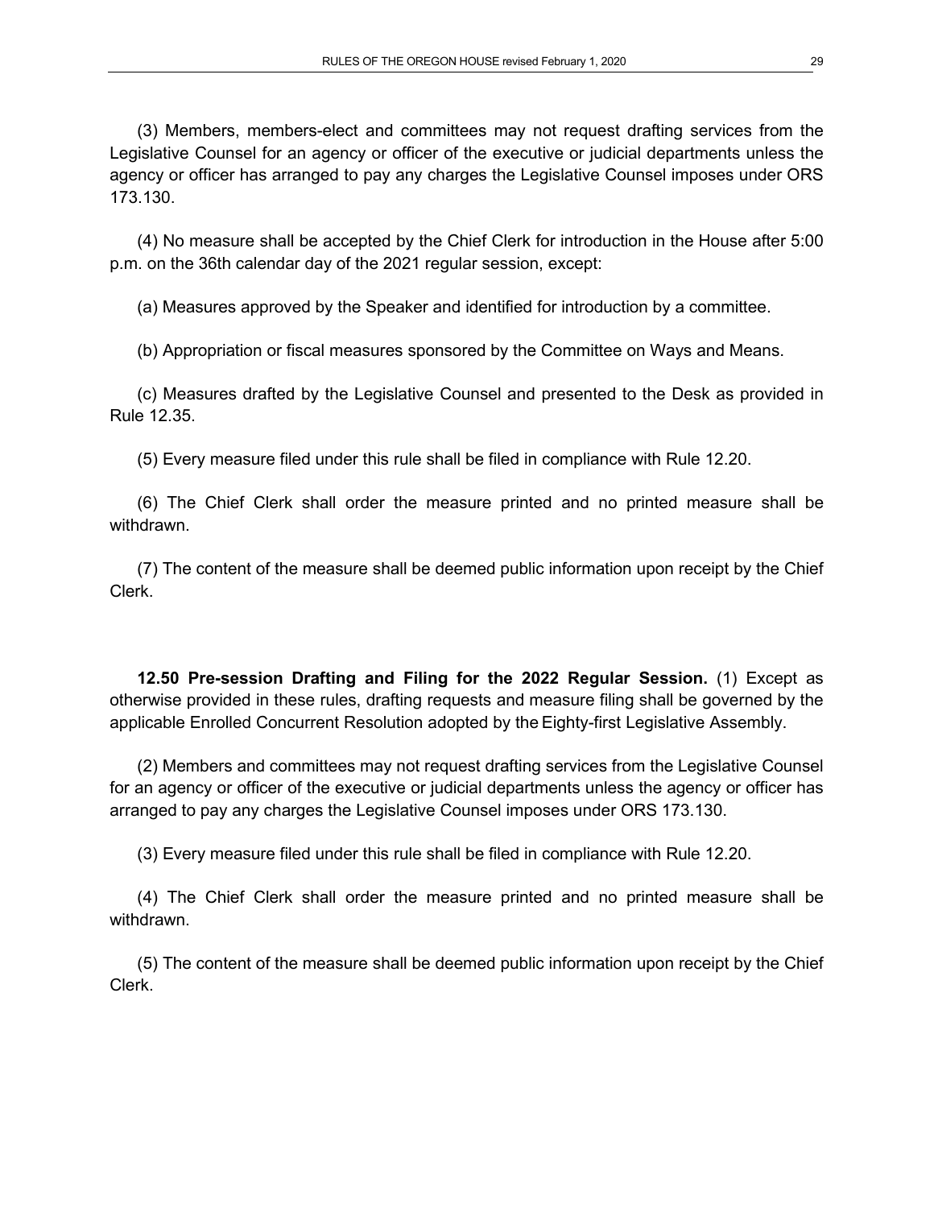(3) Members, members-elect and committees may not request drafting services from the Legislative Counsel for an agency or officer of the executive or judicial departments unless the agency or officer has arranged to pay any charges the Legislative Counsel imposes under ORS 173.130.

(4) No measure shall be accepted by the Chief Clerk for introduction in the House after 5:00 p.m. on the 36th calendar day of the 2021 regular session, except:

(a) Measures approved by the Speaker and identified for introduction by a committee.

(b) Appropriation or fiscal measures sponsored by the Committee on Ways and Means.

(c) Measures drafted by the Legislative Counsel and presented to the Desk as provided in Rule 12.35.

(5) Every measure filed under this rule shall be filed in compliance with Rule 12.20.

(6) The Chief Clerk shall order the measure printed and no printed measure shall be withdrawn.

(7) The content of the measure shall be deemed public information upon receipt by the Chief Clerk.

**12.50 Pre-session Drafting and Filing for the 2022 Regular Session.** (1) Except as otherwise provided in these rules, drafting requests and measure filing shall be governed by the applicable Enrolled Concurrent Resolution adopted by the Eighty-first Legislative Assembly.

(2) Members and committees may not request drafting services from the Legislative Counsel for an agency or officer of the executive or judicial departments unless the agency or officer has arranged to pay any charges the Legislative Counsel imposes under ORS 173.130.

(3) Every measure filed under this rule shall be filed in compliance with Rule 12.20.

(4) The Chief Clerk shall order the measure printed and no printed measure shall be withdrawn.

(5) The content of the measure shall be deemed public information upon receipt by the Chief Clerk.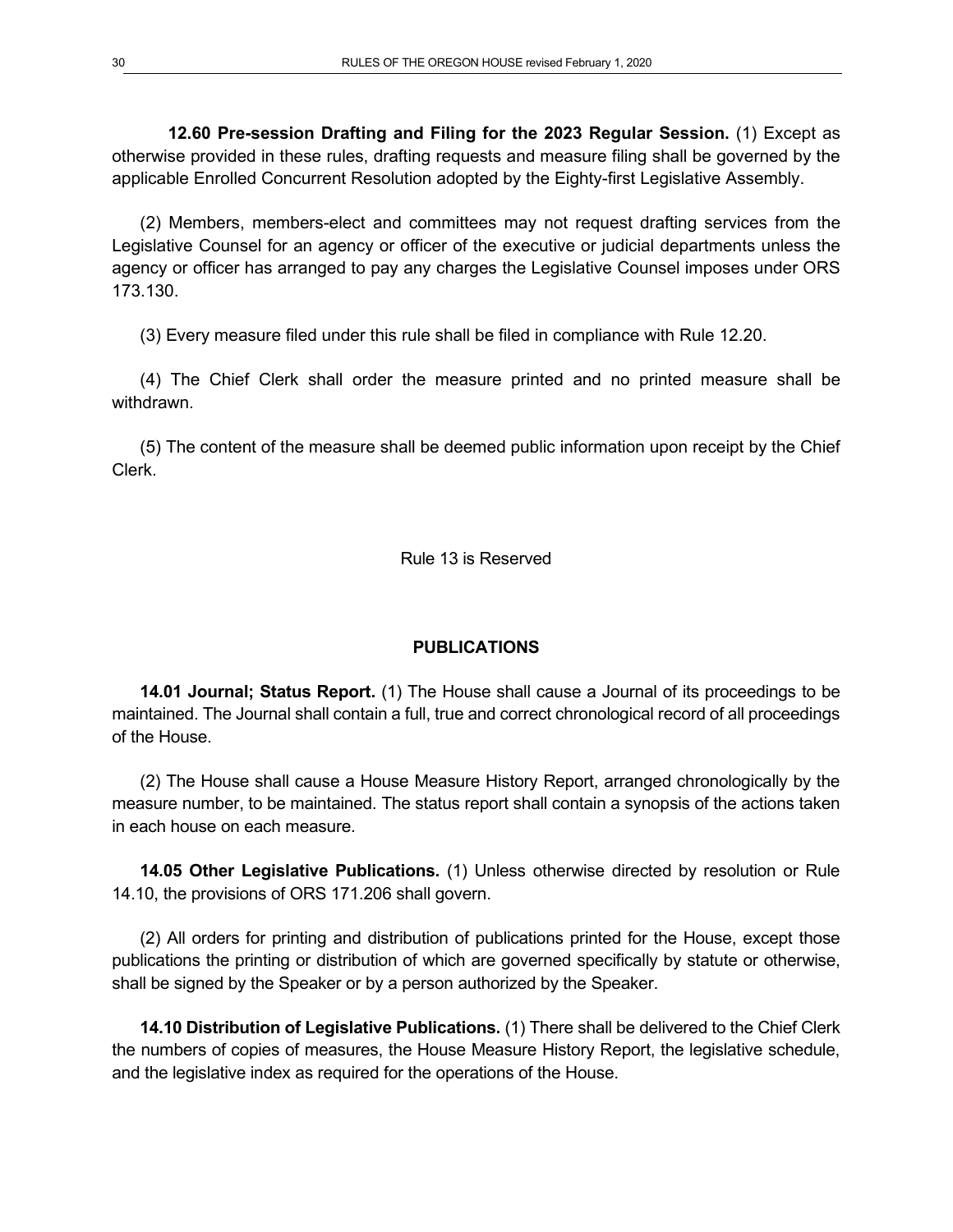**12.60 Pre-session Drafting and Filing for the 2023 Regular Session.** (1) Except as otherwise provided in these rules, drafting requests and measure filing shall be governed by the applicable Enrolled Concurrent Resolution adopted by the Eighty-first Legislative Assembly.

(2) Members, members-elect and committees may not request drafting services from the Legislative Counsel for an agency or officer of the executive or judicial departments unless the agency or officer has arranged to pay any charges the Legislative Counsel imposes under ORS 173.130.

(3) Every measure filed under this rule shall be filed in compliance with Rule 12.20.

(4) The Chief Clerk shall order the measure printed and no printed measure shall be withdrawn.

(5) The content of the measure shall be deemed public information upon receipt by the Chief Clerk.

Rule 13 is Reserved

## PUBLICATIONS

**14.01 Journal; Status Report.** (1) The House shall cause a Journal of its proceedings to be maintained. The Journal shall contain a full, true and correct chronological record of all proceedings of the House.

(2) The House shall cause a House Measure History Report, arranged chronologically by the measure number, to be maintained. The status report shall contain a synopsis of the actions taken in each house on each measure.

**14.05 Other Legislative Publications.** (1) Unless otherwise directed by resolution or Rule 14.10, the provisions of ORS 171.206 shall govern.

(2) All orders for printing and distribution of publications printed for the House, except those publications the printing or distribution of which are governed specifically by statute or otherwise, shall be signed by the Speaker or by a person authorized by the Speaker.

**14.10 Distribution of Legislative Publications.** (1) There shall be delivered to the Chief Clerk the numbers of copies of measures, the House Measure History Report, the legislative schedule, and the legislative index as required for the operations of the House.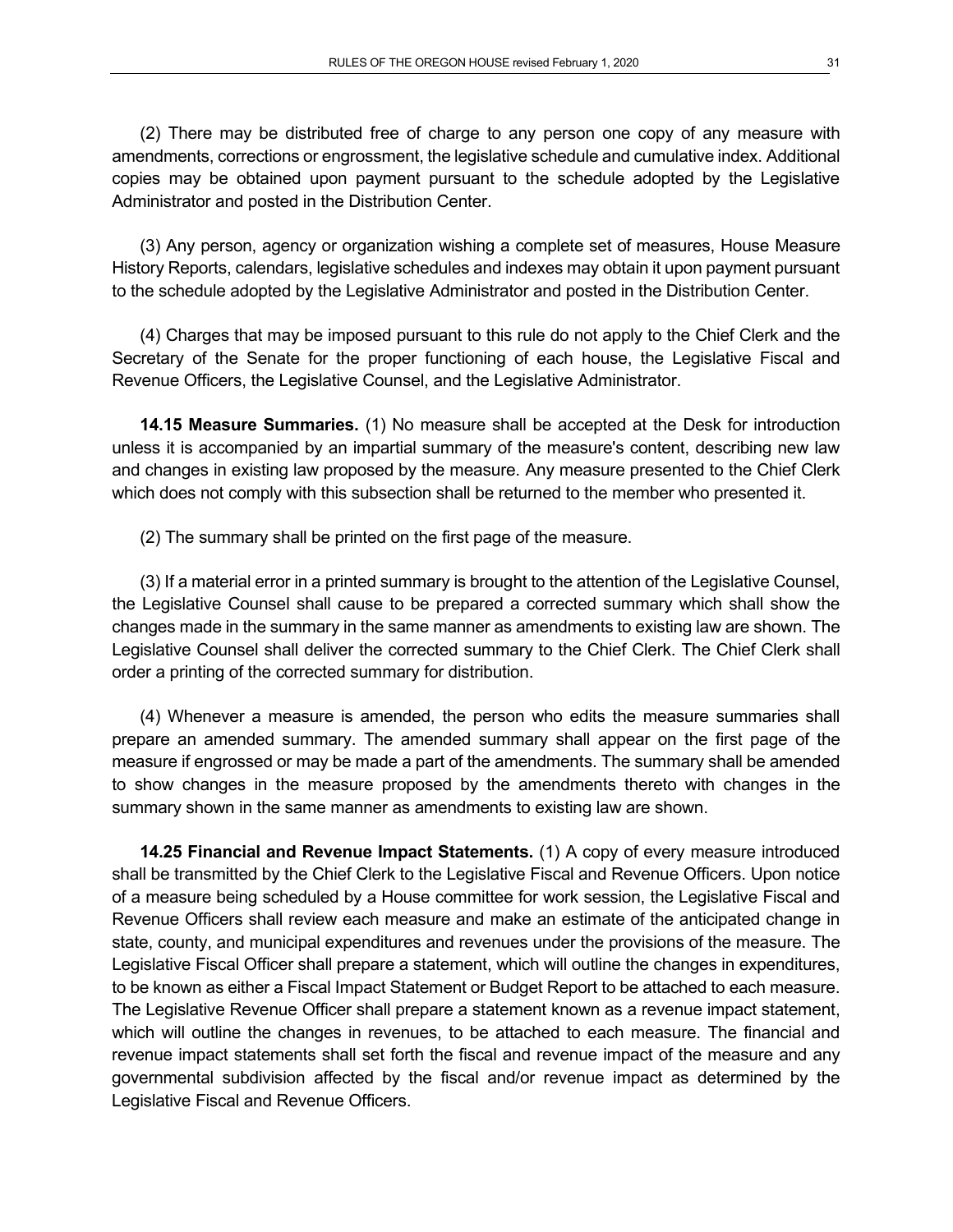(2) There may be distributed free of charge to any person one copy of any measure with amendments, corrections or engrossment, the legislative schedule and cumulative index. Additional copies may be obtained upon payment pursuant to the schedule adopted by the Legislative Administrator and posted in the Distribution Center.

(3) Any person, agency or organization wishing a complete set of measures, House Measure History Reports, calendars, legislative schedules and indexes may obtain it upon payment pursuant to the schedule adopted by the Legislative Administrator and posted in the Distribution Center.

(4) Charges that may be imposed pursuant to this rule do not apply to the Chief Clerk and the Secretary of the Senate for the proper functioning of each house, the Legislative Fiscal and Revenue Officers, the Legislative Counsel, and the Legislative Administrator.

**14.15 Measure Summaries.** (1) No measure shall be accepted at the Desk for introduction unless it is accompanied by an impartial summary of the measure's content, describing new law and changes in existing law proposed by the measure. Any measure presented to the Chief Clerk which does not comply with this subsection shall be returned to the member who presented it.

(2) The summary shall be printed on the first page of the measure.

(3) If a material error in a printed summary is brought to the attention of the Legislative Counsel, the Legislative Counsel shall cause to be prepared a corrected summary which shall show the changes made in the summary in the same manner as amendments to existing law are shown. The Legislative Counsel shall deliver the corrected summary to the Chief Clerk. The Chief Clerk shall order a printing of the corrected summary for distribution.

(4) Whenever a measure is amended, the person who edits the measure summaries shall prepare an amended summary. The amended summary shall appear on the first page of the measure if engrossed or may be made a part of the amendments. The summary shall be amended to show changes in the measure proposed by the amendments thereto with changes in the summary shown in the same manner as amendments to existing law are shown.

**14.25 Financial and Revenue Impact Statements.** (1) A copy of every measure introduced shall be transmitted by the Chief Clerk to the Legislative Fiscal and Revenue Officers. Upon notice of a measure being scheduled by a House committee for work session, the Legislative Fiscal and Revenue Officers shall review each measure and make an estimate of the anticipated change in state, county, and municipal expenditures and revenues under the provisions of the measure. The Legislative Fiscal Officer shall prepare a statement, which will outline the changes in expenditures, to be known as either a Fiscal Impact Statement or Budget Report to be attached to each measure. The Legislative Revenue Officer shall prepare a statement known as a revenue impact statement, which will outline the changes in revenues, to be attached to each measure. The financial and revenue impact statements shall set forth the fiscal and revenue impact of the measure and any governmental subdivision affected by the fiscal and/or revenue impact as determined by the Legislative Fiscal and Revenue Officers.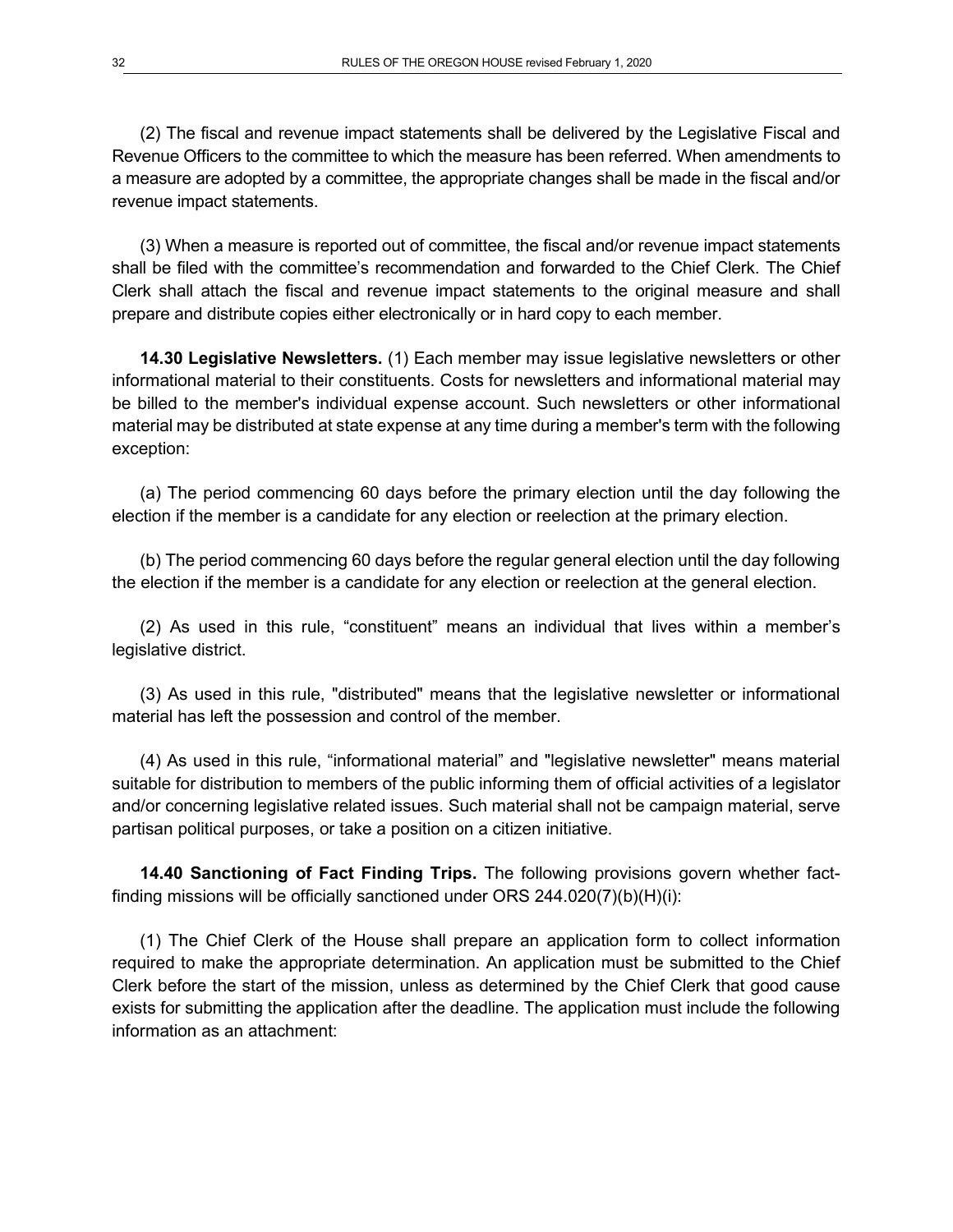(2) The fiscal and revenue impact statements shall be delivered by the Legislative Fiscal and Revenue Officers to the committee to which the measure has been referred. When amendments to a measure are adopted by a committee, the appropriate changes shall be made in the fiscal and/or revenue impact statements.

(3) When a measure is reported out of committee, the fiscal and/or revenue impact statements shall be filed with the committee's recommendation and forwarded to the Chief Clerk. The Chief Clerk shall attach the fiscal and revenue impact statements to the original measure and shall prepare and distribute copies either electronically or in hard copy to each member.

**14.30 Legislative Newsletters.** (1) Each member may issue legislative newsletters or other informational material to their constituents. Costs for newsletters and informational material may be billed to the member's individual expense account. Such newsletters or other informational material may be distributed at state expense at any time during a member's term with the following exception:

(a) The period commencing 60 days before the primary election until the day following the election if the member is a candidate for any election or reelection at the primary election.

(b) The period commencing 60 days before the regular general election until the day following the election if the member is a candidate for any election or reelection at the general election.

(2) As used in this rule, "constituent" means an individual that lives within a member's legislative district.

(3) As used in this rule, "distributed" means that the legislative newsletter or informational material has left the possession and control of the member.

(4) As used in this rule, "informational material" and "legislative newsletter" means material suitable for distribution to members of the public informing them of official activities of a legislator and/or concerning legislative related issues. Such material shall not be campaign material, serve partisan political purposes, or take a position on a citizen initiative.

**14.40 Sanctioning of Fact Finding Trips.** The following provisions govern whether fact-finding missions will be officially sanctioned under ORS 244.020(7)(b)(H)(i):

(1) The Chief Clerk of the House shall prepare an application form to collect information required to make the appropriate determination. An application must be submitted to the Chief Clerk before the start of the mission, unless as determined by the Chief Clerk that good cause exists for submitting the application after the deadline. The application must include the following information as an attachment: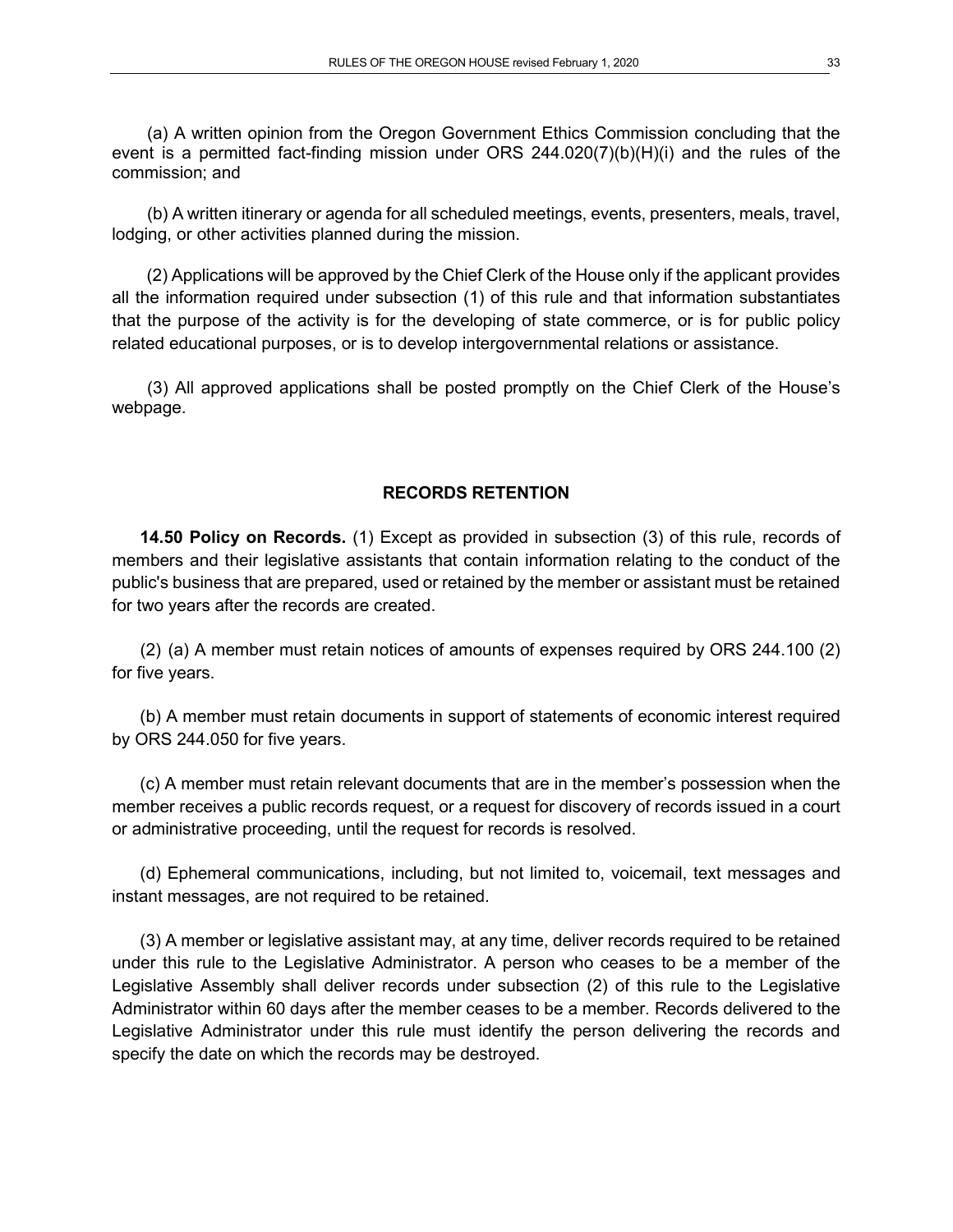(a) A written opinion from the Oregon Government Ethics Commission concluding that the event is a permitted fact-finding mission under ORS 244.020(7)(b)(H)(i) and the rules of the commission; and

(b) A written itinerary or agenda for all scheduled meetings, events, presenters, meals, travel, lodging, or other activities planned during the mission.

(2) Applications will be approved by the Chief Clerk of the House only if the applicant provides all the information required under subsection (1) of this rule and that information substantiates that the purpose of the activity is for the developing of state commerce, or is for public policy related educational purposes, or is to develop intergovernmental relations or assistance.

(3) All approved applications shall be posted promptly on the Chief Clerk of the House's webpage.

## RECORDS RETENTION

**14.50 Policy on Records.** (1) Except as provided in subsection (3) of this rule, records of members and their legislative assistants that contain information relating to the conduct of the public's business that are prepared, used or retained by the member or assistant must be retained for two years after the records are created.

(2) (a) A member must retain notices of amounts of expenses required by ORS 244.100 (2) for five years.

(b) A member must retain documents in support of statements of economic interest required by ORS 244.050 for five years.

(c) A member must retain relevant documents that are in the member's possession when the member receives a public records request, or a request for discovery of records issued in a court or administrative proceeding, until the request for records is resolved.

(d) Ephemeral communications, including, but not limited to, voicemail, text messages and instant messages, are not required to be retained.

(3) A member or legislative assistant may, at any time, deliver records required to be retained under this rule to the Legislative Administrator. A person who ceases to be a member of the Legislative Assembly shall deliver records under subsection (2) of this rule to the Legislative Administrator within 60 days after the member ceases to be a member. Records delivered to the Legislative Administrator under this rule must identify the person delivering the records and specify the date on which the records may be destroyed.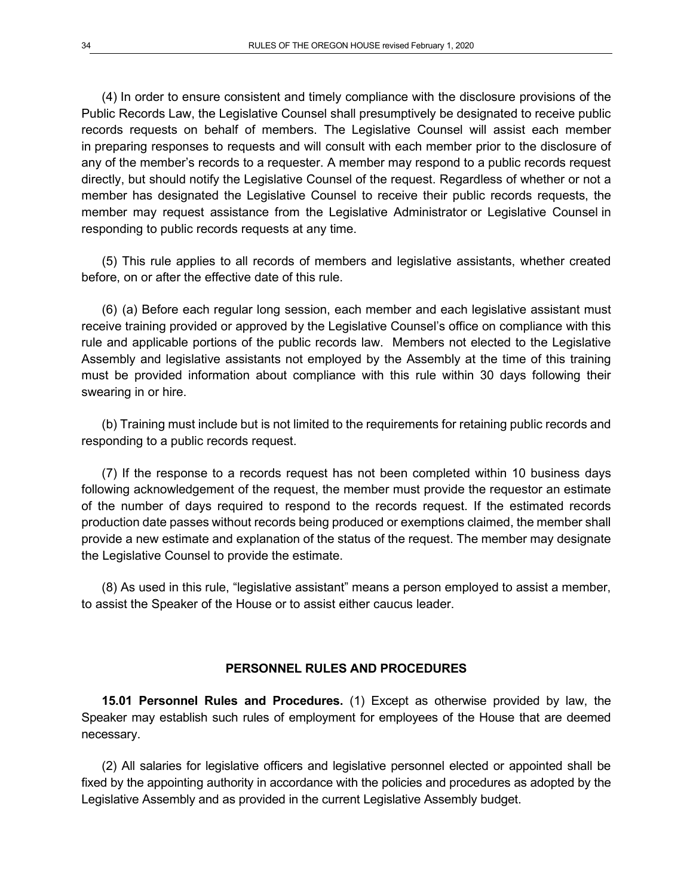(4) In order to ensure consistent and timely compliance with the disclosure provisions of the Public Records Law, the Legislative Counsel shall presumptively be designated to receive public records requests on behalf of members. The Legislative Counsel will assist each member in preparing responses to requests and will consult with each member prior to the disclosure of any of the member's records to a requester. A member may respond to a public records request directly, but should notify the Legislative Counsel of the request. Regardless of whether or not a member has designated the Legislative Counsel to receive their public records requests, the member may request assistance from the Legislative Administrator or Legislative Counsel in responding to public records requests at any time.

(5) This rule applies to all records of members and legislative assistants, whether created before, on or after the effective date of this rule.

(6) (a) Before each regular long session, each member and each legislative assistant must receive training provided or approved by the Legislative Counsel's office on compliance with this rule and applicable portions of the public records law. Members not elected to the Legislative Assembly and legislative assistants not employed by the Assembly at the time of this training must be provided information about compliance with this rule within 30 days following their swearing in or hire.

(b) Training must include but is not limited to the requirements for retaining public records and responding to a public records request.

(7) If the response to a records request has not been completed within 10 business days following acknowledgement of the request, the member must provide the requestor an estimate of the number of days required to respond to the records request. If the estimated records production date passes without records being produced or exemptions claimed, the member shall provide a new estimate and explanation of the status of the request. The member may designate the Legislative Counsel to provide the estimate.

(8) As used in this rule, "legislative assistant" means a person employed to assist a member, to assist the Speaker of the House or to assist either caucus leader.

## PERSONNEL RULES AND PROCEDURES

**15.01 Personnel Rules and Procedures.** (1) Except as otherwise provided by law, the Speaker may establish such rules of employment for employees of the House that are deemed necessary.

(2) All salaries for legislative officers and legislative personnel elected or appointed shall be fixed by the appointing authority in accordance with the policies and procedures as adopted by the Legislative Assembly and as provided in the current Legislative Assembly budget.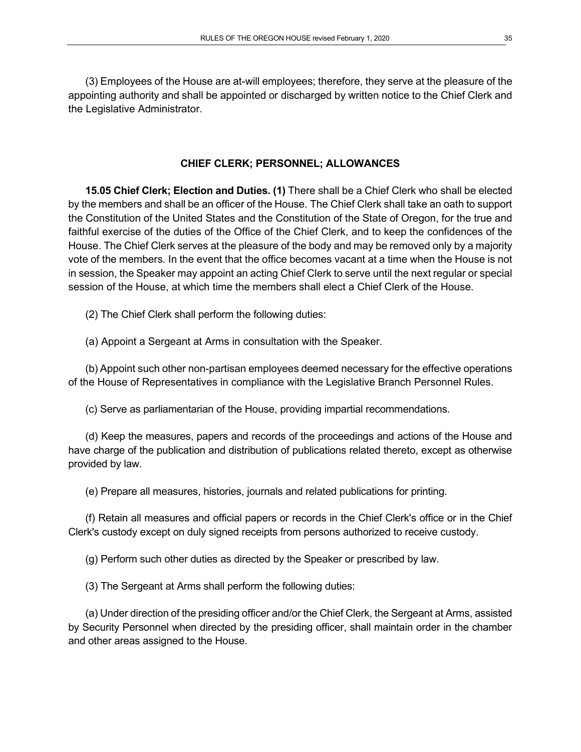(3) Employees of the House are at-will employees; therefore, they serve at the pleasure of the appointing authority and shall be appointed or discharged by written notice to the Chief Clerk and the Legislative Administrator.

## CHIEF CLERK; PERSONNEL; ALLOWANCES

**15.05 Chief Clerk; Election and Duties. (1)** There shall be a Chief Clerk who shall be elected by the members and shall be an officer of the House. The Chief Clerk shall take an oath to support the Constitution of the United States and the Constitution of the State of Oregon, for the true and faithful exercise of the duties of the Office of the Chief Clerk, and to keep the confidences of the House. The Chief Clerk serves at the pleasure of the body and may be removed only by a majority vote of the members. In the event that the office becomes vacant at a time when the House is not in session, the Speaker may appoint an acting Chief Clerk to serve until the next regular or special session of the House, at which time the members shall elect a Chief Clerk of the House.

(2) The Chief Clerk shall perform the following duties:

(a) Appoint a Sergeant at Arms in consultation with the Speaker.

(b) Appoint such other non-partisan employees deemed necessary for the effective operations of the House of Representatives in compliance with the Legislative Branch Personnel Rules.

(c) Serve as parliamentarian of the House, providing impartial recommendations.

(d) Keep the measures, papers and records of the proceedings and actions of the House and have charge of the publication and distribution of publications related thereto, except as otherwise provided by law.

(e) Prepare all measures, histories, journals and related publications for printing.

(f) Retain all measures and official papers or records in the Chief Clerk's office or in the Chief Clerk's custody except on duly signed receipts from persons authorized to receive custody.

(g) Perform such other duties as directed by the Speaker or prescribed by law.

(3) The Sergeant at Arms shall perform the following duties:

(a) Under direction of the presiding officer and/or the Chief Clerk, the Sergeant at Arms, assisted by Security Personnel when directed by the presiding officer, shall maintain order in the chamber and other areas assigned to the House.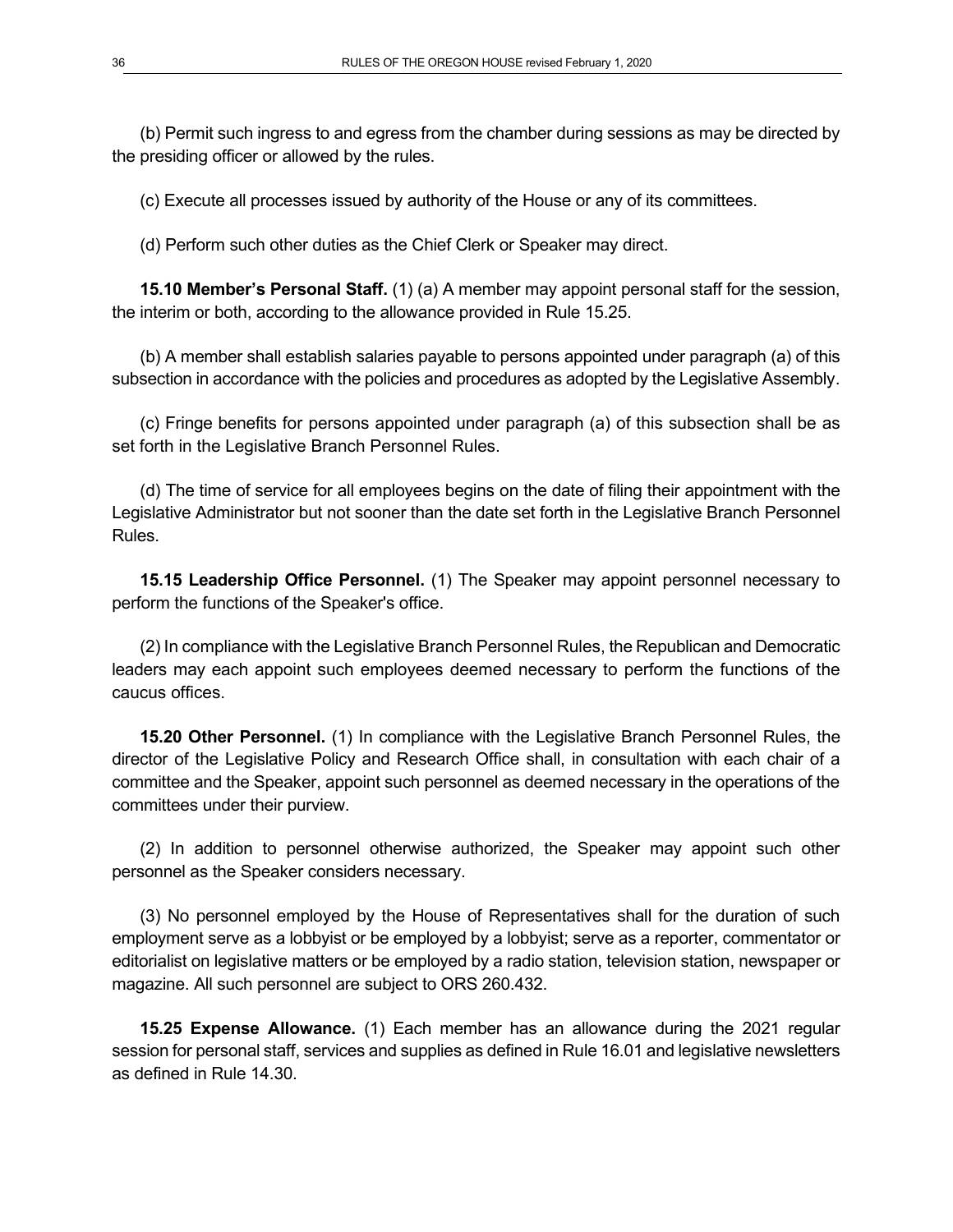(b) Permit such ingress to and egress from the chamber during sessions as may be directed by the presiding officer or allowed by the rules.

(c) Execute all processes issued by authority of the House or any of its committees.

(d) Perform such other duties as the Chief Clerk or Speaker may direct.

**15.10 Member's Personal Staff.** (1) (a) A member may appoint personal staff for the session, the interim or both, according to the allowance provided in Rule 15.25.

(b) A member shall establish salaries payable to persons appointed under paragraph (a) of this subsection in accordance with the policies and procedures as adopted by the Legislative Assembly.

(c) Fringe benefits for persons appointed under paragraph (a) of this subsection shall be as set forth in the Legislative Branch Personnel Rules.

(d) The time of service for all employees begins on the date of filing their appointment with the Legislative Administrator but not sooner than the date set forth in the Legislative Branch Personnel Rules.

**15.15 Leadership Office Personnel.** (1) The Speaker may appoint personnel necessary to perform the functions of the Speaker's office.

(2) In compliance with the Legislative Branch Personnel Rules, the Republican and Democratic leaders may each appoint such employees deemed necessary to perform the functions of the caucus offices.

**15.20 Other Personnel.** (1) In compliance with the Legislative Branch Personnel Rules, the director of the Legislative Policy and Research Office shall, in consultation with each chair of a committee and the Speaker, appoint such personnel as deemed necessary in the operations of the committees under their purview.

(2) In addition to personnel otherwise authorized, the Speaker may appoint such other personnel as the Speaker considers necessary.

(3) No personnel employed by the House of Representatives shall for the duration of such employment serve as a lobbyist or be employed by a lobbyist; serve as a reporter, commentator or editorialist on legislative matters or be employed by a radio station, television station, newspaper or magazine. All such personnel are subject to ORS 260.432.

**15.25 Expense Allowance.** (1) Each member has an allowance during the 2021 regular session for personal staff, services and supplies as defined in Rule 16.01 and legislative newsletters as defined in Rule 14.30.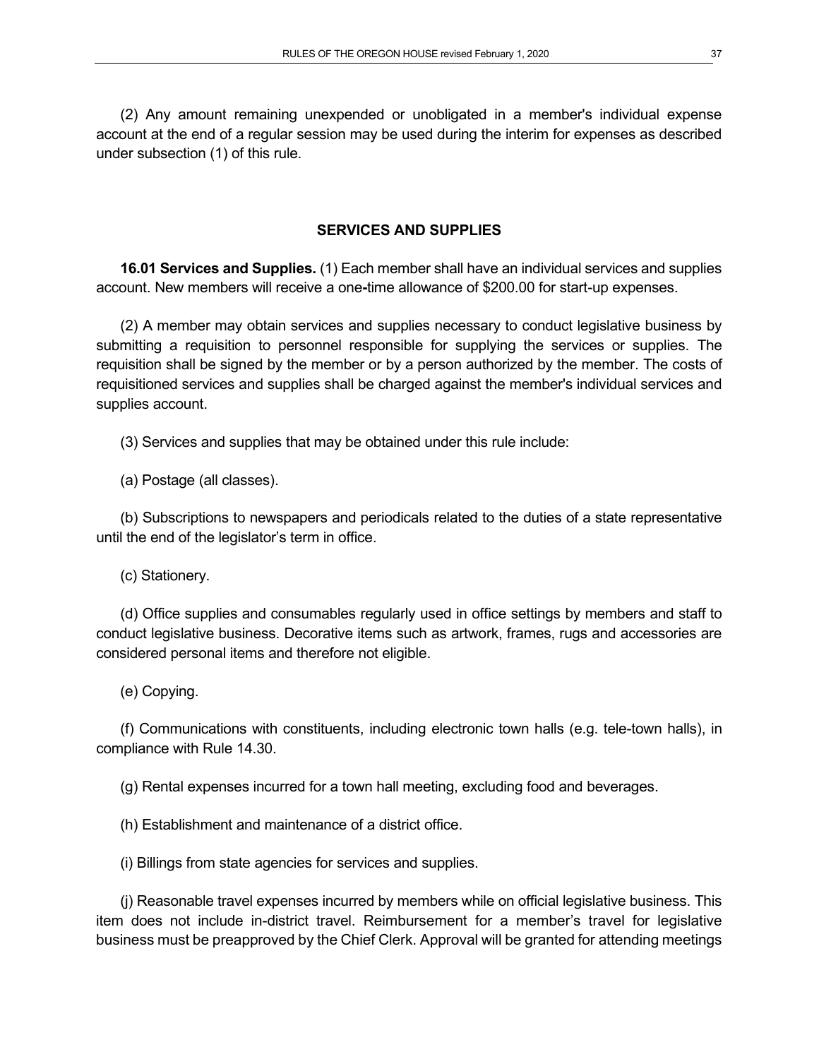(2) Any amount remaining unexpended or unobligated in a member's individual expense account at the end of a regular session may be used during the interim for expenses as described under subsection (1) of this rule.

## SERVICES AND SUPPLIES

**16.01 Services and Supplies.** (1) Each member shall have an individual services and supplies account. New members will receive a one-time allowance of $200.00 for start-up expenses.

(2) A member may obtain services and supplies necessary to conduct legislative business by submitting a requisition to personnel responsible for supplying the services or supplies. The requisition shall be signed by the member or by a person authorized by the member. The costs of requisitioned services and supplies shall be charged against the member's individual services and supplies account.

(3) Services and supplies that may be obtained under this rule include:

(a) Postage (all classes).

(b) Subscriptions to newspapers and periodicals related to the duties of a state representative until the end of the legislator's term in office.

(c) Stationery.

(d) Office supplies and consumables regularly used in office settings by members and staff to conduct legislative business. Decorative items such as artwork, frames, rugs and accessories are considered personal items and therefore not eligible.

(e) Copying.

(f) Communications with constituents, including electronic town halls (e.g. tele-town halls), in compliance with Rule 14.30.

(g) Rental expenses incurred for a town hall meeting, excluding food and beverages.

(h) Establishment and maintenance of a district office.

(i) Billings from state agencies for services and supplies.

(j) Reasonable travel expenses incurred by members while on official legislative business. This item does not include in-district travel. Reimbursement for a member's travel for legislative business must be preapproved by the Chief Clerk. Approval will be granted for attending meetings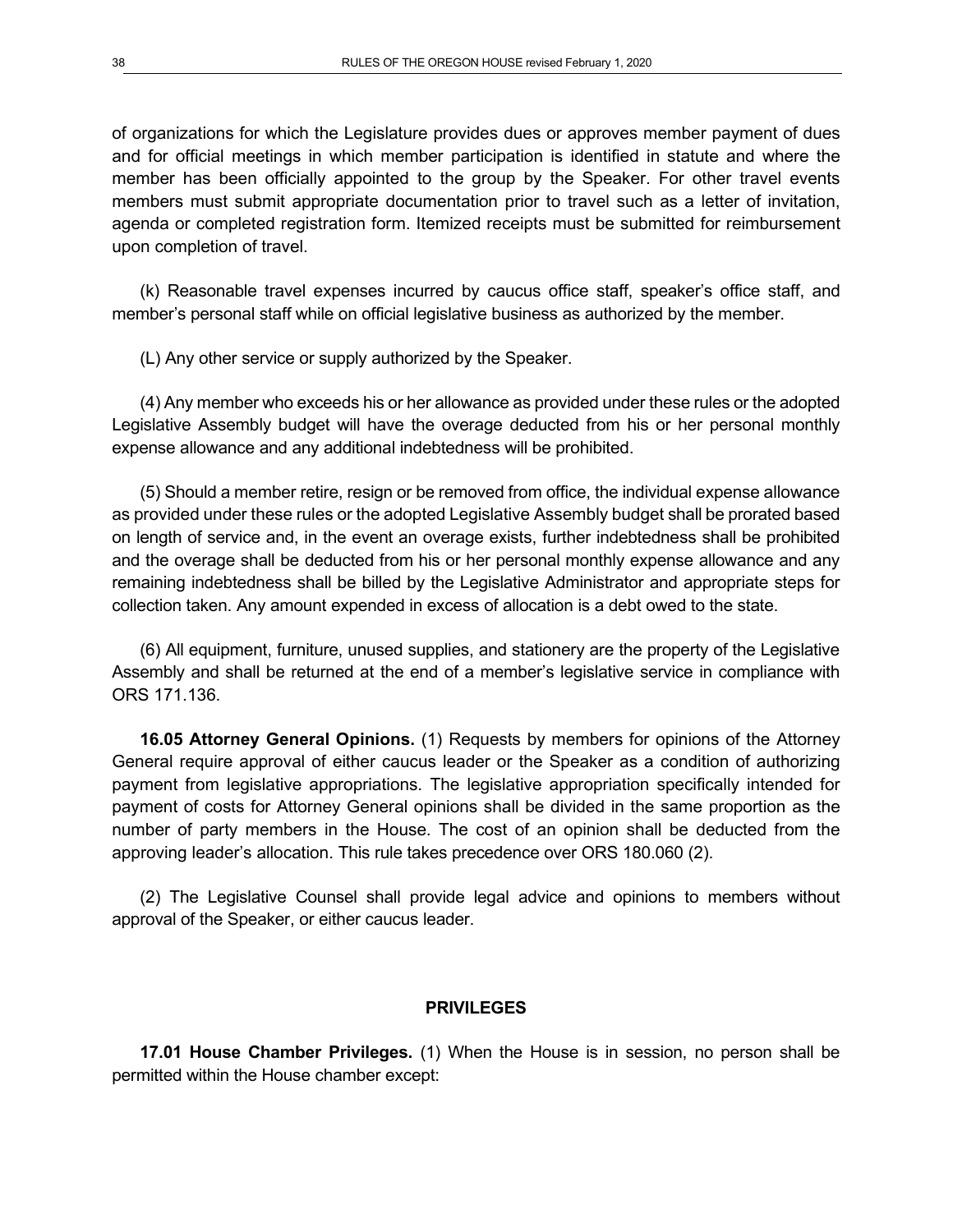of organizations for which the Legislature provides dues or approves member payment of dues and for official meetings in which member participation is identified in statute and where the member has been officially appointed to the group by the Speaker. For other travel events members must submit appropriate documentation prior to travel such as a letter of invitation, agenda or completed registration form. Itemized receipts must be submitted for reimbursement upon completion of travel.

(k) Reasonable travel expenses incurred by caucus office staff, speaker's office staff, and member's personal staff while on official legislative business as authorized by the member.

(L) Any other service or supply authorized by the Speaker.

(4) Any member who exceeds his or her allowance as provided under these rules or the adopted Legislative Assembly budget will have the overage deducted from his or her personal monthly expense allowance and any additional indebtedness will be prohibited.

(5) Should a member retire, resign or be removed from office, the individual expense allowance as provided under these rules or the adopted Legislative Assembly budget shall be prorated based on length of service and, in the event an overage exists, further indebtedness shall be prohibited and the overage shall be deducted from his or her personal monthly expense allowance and any remaining indebtedness shall be billed by the Legislative Administrator and appropriate steps for collection taken. Any amount expended in excess of allocation is a debt owed to the state.

(6) All equipment, furniture, unused supplies, and stationery are the property of the Legislative Assembly and shall be returned at the end of a member's legislative service in compliance with ORS 171.136.

**16.05 Attorney General Opinions.** (1) Requests by members for opinions of the Attorney General require approval of either caucus leader or the Speaker as a condition of authorizing payment from legislative appropriations. The legislative appropriation specifically intended for payment of costs for Attorney General opinions shall be divided in the same proportion as the number of party members in the House. The cost of an opinion shall be deducted from the approving leader's allocation. This rule takes precedence over ORS 180.060 (2).

(2) The Legislative Counsel shall provide legal advice and opinions to members without approval of the Speaker, or either caucus leader.

## PRIVILEGES

**17.01 House Chamber Privileges.** (1) When the House is in session, no person shall be permitted within the House chamber except: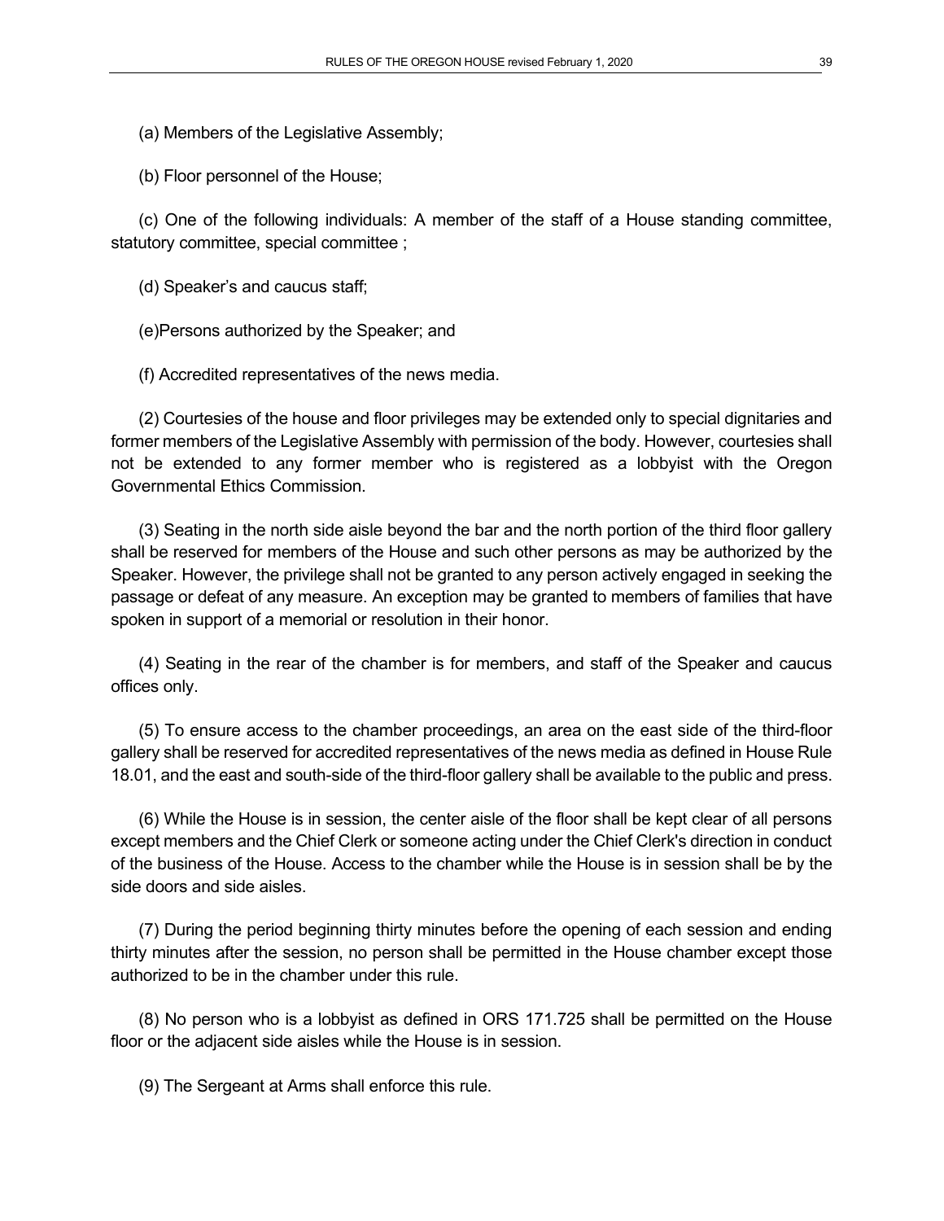(a) Members of the Legislative Assembly;

(b) Floor personnel of the House;

(c) One of the following individuals: A member of the staff of a House standing committee, statutory committee, special committee ;

(d) Speaker's and caucus staff;

(e)Persons authorized by the Speaker; and

(f) Accredited representatives of the news media.

(2) Courtesies of the house and floor privileges may be extended only to special dignitaries and former members of the Legislative Assembly with permission of the body. However, courtesies shall not be extended to any former member who is registered as a lobbyist with the Oregon Governmental Ethics Commission.

(3) Seating in the north side aisle beyond the bar and the north portion of the third floor gallery shall be reserved for members of the House and such other persons as may be authorized by the Speaker. However, the privilege shall not be granted to any person actively engaged in seeking the passage or defeat of any measure. An exception may be granted to members of families that have spoken in support of a memorial or resolution in their honor.

(4) Seating in the rear of the chamber is for members, and staff of the Speaker and caucus offices only.

(5) To ensure access to the chamber proceedings, an area on the east side of the third-floor gallery shall be reserved for accredited representatives of the news media as defined in House Rule 18.01, and the east and south-side of the third-floor gallery shall be available to the public and press.

(6) While the House is in session, the center aisle of the floor shall be kept clear of all persons except members and the Chief Clerk or someone acting under the Chief Clerk's direction in conduct of the business of the House. Access to the chamber while the House is in session shall be by the side doors and side aisles.

(7) During the period beginning thirty minutes before the opening of each session and ending thirty minutes after the session, no person shall be permitted in the House chamber except those authorized to be in the chamber under this rule.

(8) No person who is a lobbyist as defined in ORS 171.725 shall be permitted on the House floor or the adjacent side aisles while the House is in session.

(9) The Sergeant at Arms shall enforce this rule.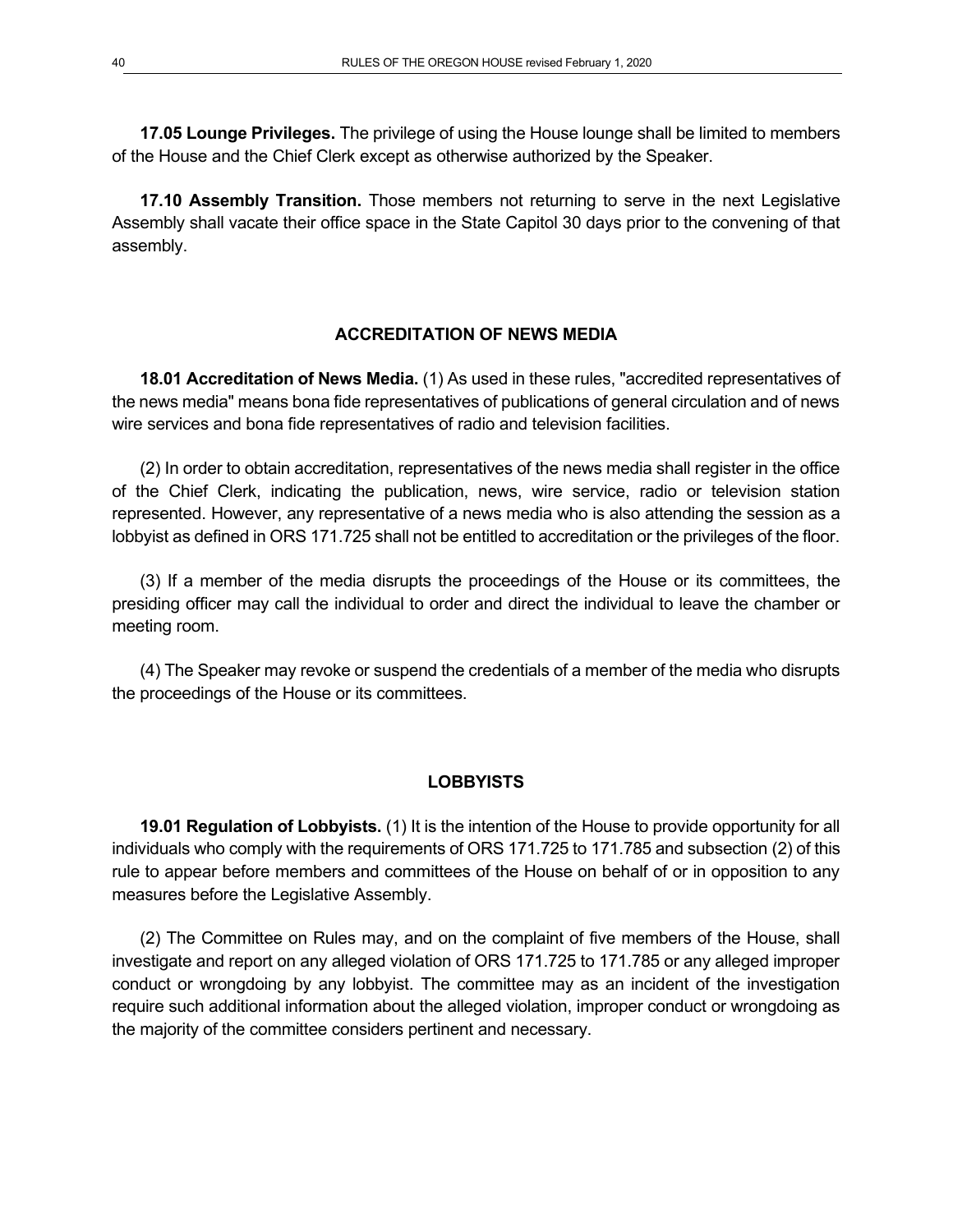**17.05 Lounge Privileges.** The privilege of using the House lounge shall be limited to members of the House and the Chief Clerk except as otherwise authorized by the Speaker.

**17.10 Assembly Transition.** Those members not returning to serve in the next Legislative Assembly shall vacate their office space in the State Capitol 30 days prior to the convening of that assembly.

## ACCREDITATION OF NEWS MEDIA

**18.01 Accreditation of News Media.** (1) As used in these rules, "accredited representatives of the news media" means bona fide representatives of publications of general circulation and of news wire services and bona fide representatives of radio and television facilities.

(2) In order to obtain accreditation, representatives of the news media shall register in the office of the Chief Clerk, indicating the publication, news, wire service, radio or television station represented. However, any representative of a news media who is also attending the session as a lobbyist as defined in ORS 171.725 shall not be entitled to accreditation or the privileges of the floor.

(3) If a member of the media disrupts the proceedings of the House or its committees, the presiding officer may call the individual to order and direct the individual to leave the chamber or meeting room.

(4) The Speaker may revoke or suspend the credentials of a member of the media who disrupts the proceedings of the House or its committees.

## LOBBYISTS

**19.01 Regulation of Lobbyists.** (1) It is the intention of the House to provide opportunity for all individuals who comply with the requirements of ORS 171.725 to 171.785 and subsection (2) of this rule to appear before members and committees of the House on behalf of or in opposition to any measures before the Legislative Assembly.

(2) The Committee on Rules may, and on the complaint of five members of the House, shall investigate and report on any alleged violation of ORS 171.725 to 171.785 or any alleged improper conduct or wrongdoing by any lobbyist. The committee may as an incident of the investigation require such additional information about the alleged violation, improper conduct or wrongdoing as the majority of the committee considers pertinent and necessary.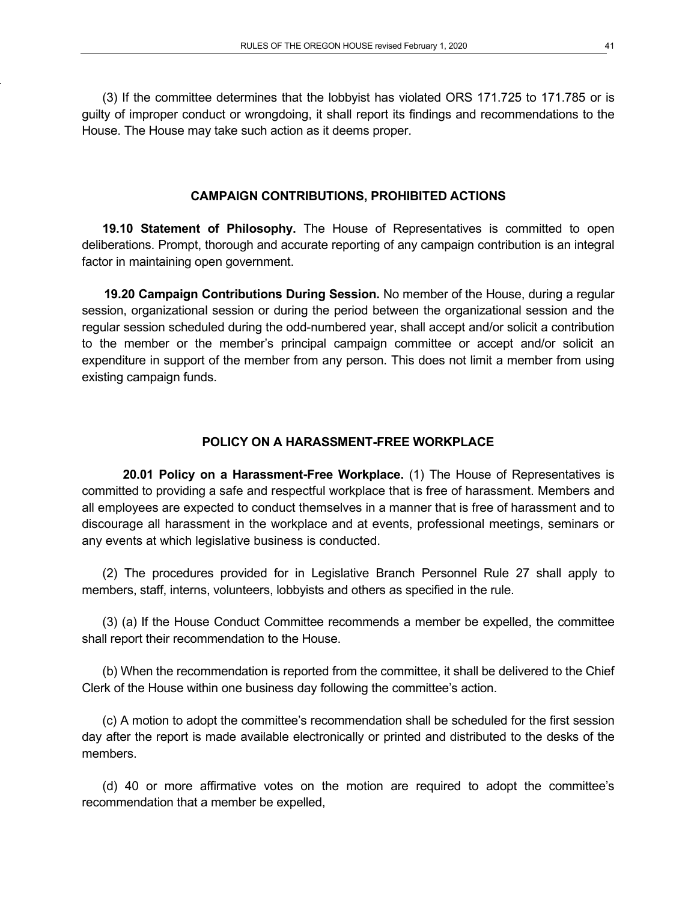(3) If the committee determines that the lobbyist has violated ORS 171.725 to 171.785 or is guilty of improper conduct or wrongdoing, it shall report its findings and recommendations to the House. The House may take such action as it deems proper.

## CAMPAIGN CONTRIBUTIONS, PROHIBITED ACTIONS

**19.10 Statement of Philosophy.** The House of Representatives is committed to open deliberations. Prompt, thorough and accurate reporting of any campaign contribution is an integral factor in maintaining open government.

**19.20 Campaign Contributions During Session.** No member of the House, during a regular session, organizational session or during the period between the organizational session and the regular session scheduled during the odd-numbered year, shall accept and/or solicit a contribution to the member or the member's principal campaign committee or accept and/or solicit an expenditure in support of the member from any person. This does not limit a member from using existing campaign funds.

## POLICY ON A HARASSMENT-FREE WORKPLACE

**20.01 Policy on a Harassment-Free Workplace.** (1) The House of Representatives is committed to providing a safe and respectful workplace that is free of harassment. Members and all employees are expected to conduct themselves in a manner that is free of harassment and to discourage all harassment in the workplace and at events, professional meetings, seminars or any events at which legislative business is conducted.

(2) The procedures provided for in Legislative Branch Personnel Rule 27 shall apply to members, staff, interns, volunteers, lobbyists and others as specified in the rule.

(3) (a) If the House Conduct Committee recommends a member be expelled, the committee shall report their recommendation to the House.

(b) When the recommendation is reported from the committee, it shall be delivered to the Chief Clerk of the House within one business day following the committee's action.

(c) A motion to adopt the committee's recommendation shall be scheduled for the first session day after the report is made available electronically or printed and distributed to the desks of the members.

(d) 40 or more affirmative votes on the motion are required to adopt the committee's recommendation that a member be expelled,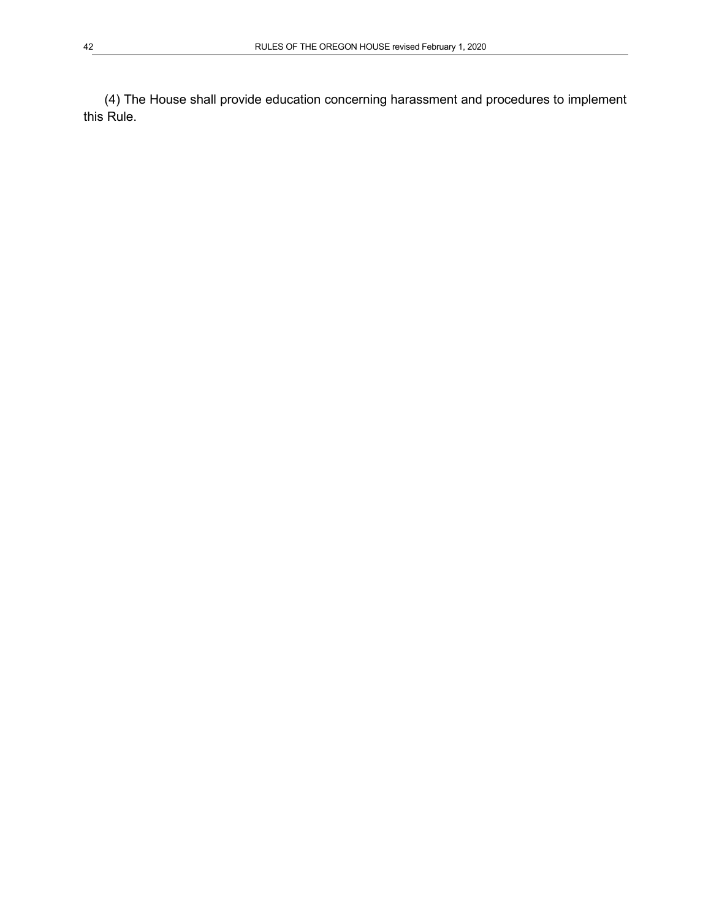(4) The House shall provide education concerning harassment and procedures to implement this Rule.